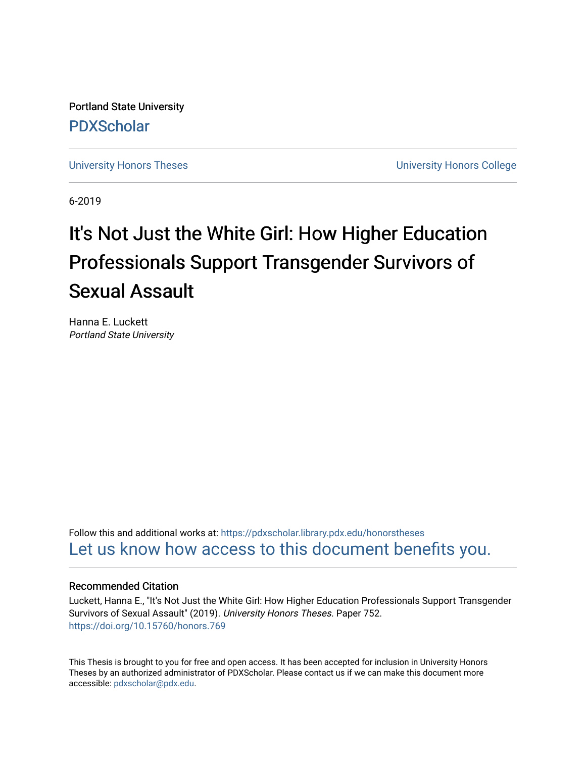Portland State University

PDXScholar

University Honors Theses

University Honors College

6-2019

# It's Not Just the White Girl: How Higher Education Professionals Support Transgender Survivors of Sexual Assault

Hanna E. Luckett
*Portland State University*

Follow this and additional works at: https://pdxscholar.library.pdx.edu/honorstheses

Let us know how access to this document benefits you.

### Recommended Citation

Luckett, Hanna E., "It's Not Just the White Girl: How Higher Education Professionals Support Transgender Survivors of Sexual Assault" (2019). *University Honors Theses.* Paper 752.
https://doi.org/10.15760/honors.769

This Thesis is brought to you for free and open access. It has been accepted for inclusion in University Honors Theses by an authorized administrator of PDXScholar. Please contact us if we can make this document more accessible: pdxscholar@pdx.edu.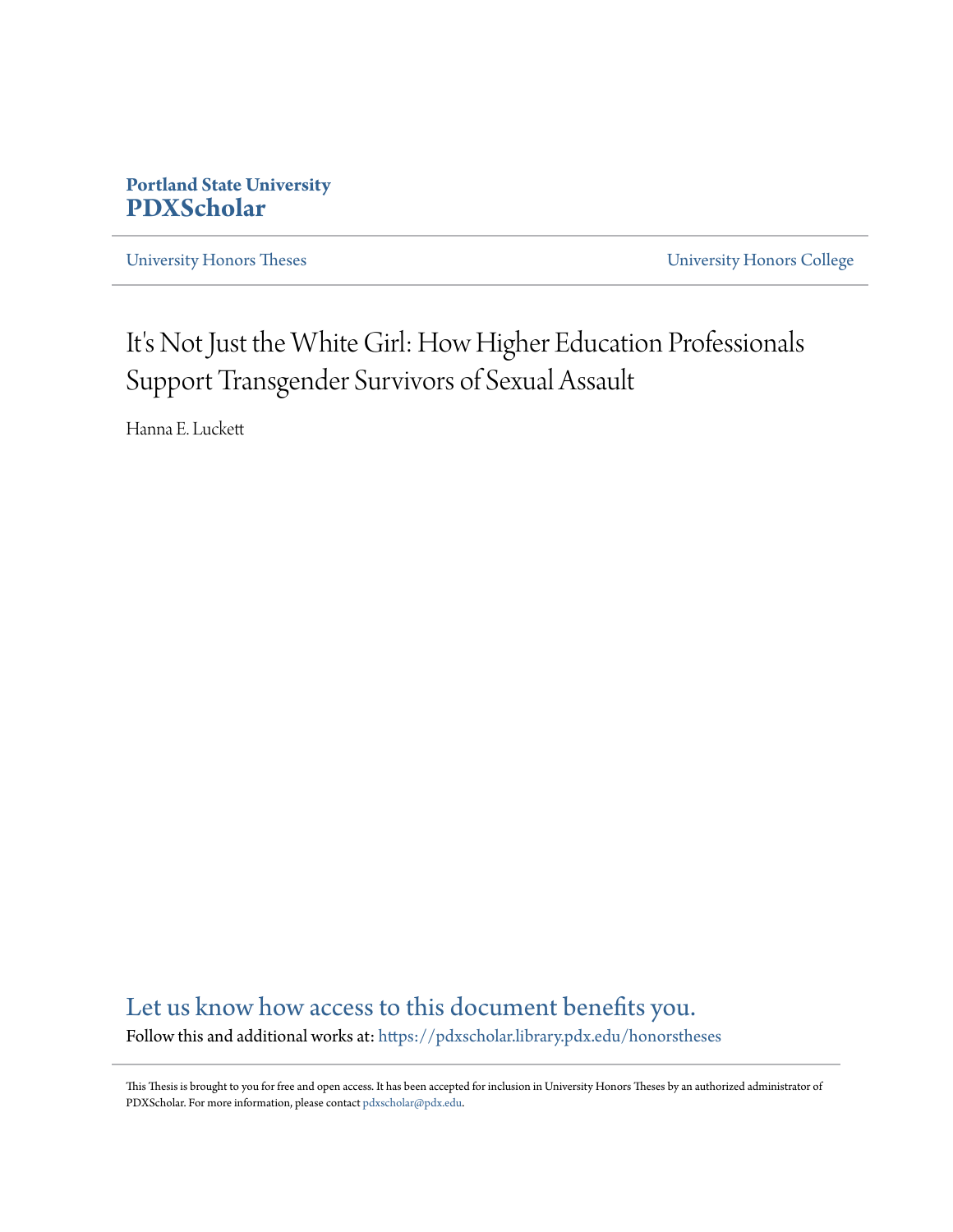Portland State University
**PDXScholar**

University Honors Theses | University Honors College

# It's Not Just the White Girl: How Higher Education Professionals Support Transgender Survivors of Sexual Assault

Hanna E. Luckett

Let us know how access to this document benefits you.

Follow this and additional works at: https://pdxscholar.library.pdx.edu/honorstheses

This Thesis is brought to you for free and open access. It has been accepted for inclusion in University Honors Theses by an authorized administrator of PDXScholar. For more information, please contact pdxscholar@pdx.edu.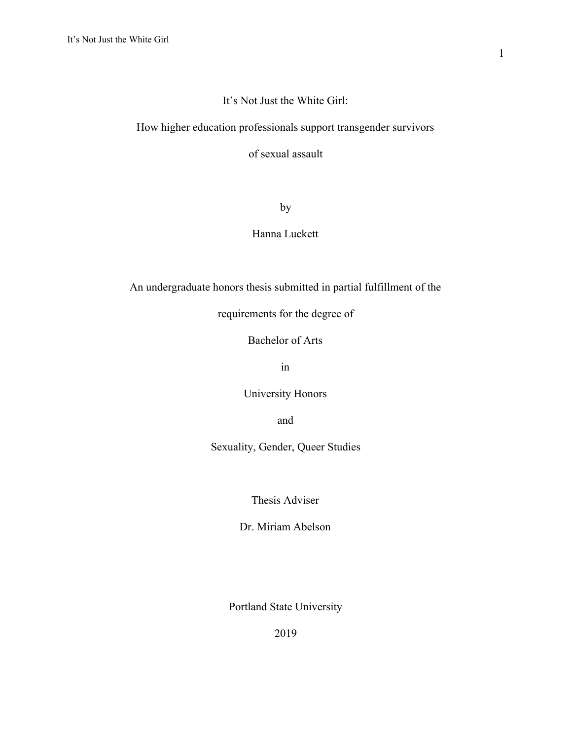# It's Not Just the White Girl:

## How higher education professionals support transgender survivors of sexual assault

by

Hanna Luckett

An undergraduate honors thesis submitted in partial fulfillment of the requirements for the degree of

Bachelor of Arts

in

University Honors

and

Sexuality, Gender, Queer Studies

Thesis Adviser

Dr. Miriam Abelson

Portland State University

2019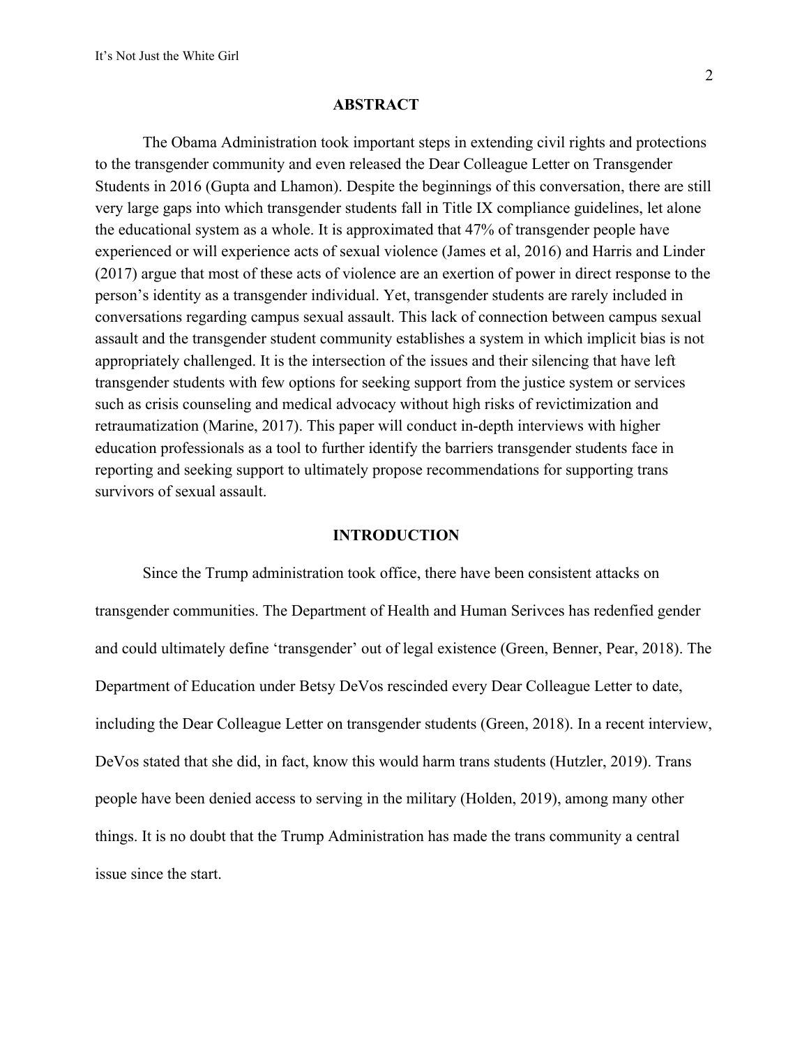## ABSTRACT

The Obama Administration took important steps in extending civil rights and protections to the transgender community and even released the Dear Colleague Letter on Transgender Students in 2016 (Gupta and Lhamon). Despite the beginnings of this conversation, there are still very large gaps into which transgender students fall in Title IX compliance guidelines, let alone the educational system as a whole. It is approximated that 47% of transgender people have experienced or will experience acts of sexual violence (James et al, 2016) and Harris and Linder (2017) argue that most of these acts of violence are an exertion of power in direct response to the person's identity as a transgender individual. Yet, transgender students are rarely included in conversations regarding campus sexual assault. This lack of connection between campus sexual assault and the transgender student community establishes a system in which implicit bias is not appropriately challenged. It is the intersection of the issues and their silencing that have left transgender students with few options for seeking support from the justice system or services such as crisis counseling and medical advocacy without high risks of revictimization and retraumatization (Marine, 2017). This paper will conduct in-depth interviews with higher education professionals as a tool to further identify the barriers transgender students face in reporting and seeking support to ultimately propose recommendations for supporting trans survivors of sexual assault.

## INTRODUCTION

Since the Trump administration took office, there have been consistent attacks on transgender communities. The Department of Health and Human Serivces has redenfied gender and could ultimately define 'transgender' out of legal existence (Green, Benner, Pear, 2018). The Department of Education under Betsy DeVos rescinded every Dear Colleague Letter to date, including the Dear Colleague Letter on transgender students (Green, 2018). In a recent interview, DeVos stated that she did, in fact, know this would harm trans students (Hutzler, 2019). Trans people have been denied access to serving in the military (Holden, 2019), among many other things. It is no doubt that the Trump Administration has made the trans community a central issue since the start.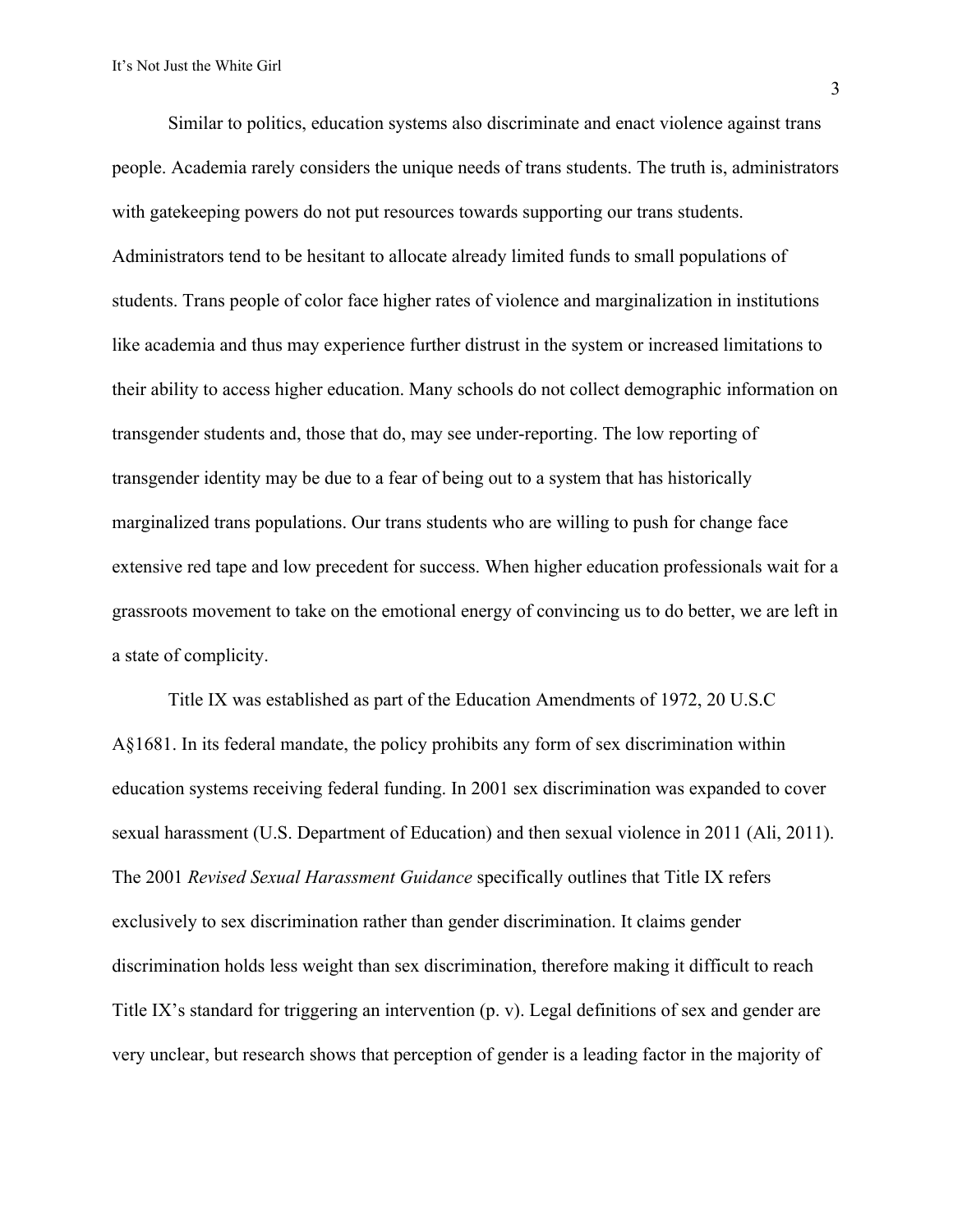Similar to politics, education systems also discriminate and enact violence against trans people. Academia rarely considers the unique needs of trans students. The truth is, administrators with gatekeeping powers do not put resources towards supporting our trans students. Administrators tend to be hesitant to allocate already limited funds to small populations of students. Trans people of color face higher rates of violence and marginalization in institutions like academia and thus may experience further distrust in the system or increased limitations to their ability to access higher education. Many schools do not collect demographic information on transgender students and, those that do, may see under-reporting. The low reporting of transgender identity may be due to a fear of being out to a system that has historically marginalized trans populations. Our trans students who are willing to push for change face extensive red tape and low precedent for success. When higher education professionals wait for a grassroots movement to take on the emotional energy of convincing us to do better, we are left in a state of complicity.

Title IX was established as part of the Education Amendments of 1972, 20 U.S.C A§1681. In its federal mandate, the policy prohibits any form of sex discrimination within education systems receiving federal funding. In 2001 sex discrimination was expanded to cover sexual harassment (U.S. Department of Education) and then sexual violence in 2011 (Ali, 2011). The 2001 *Revised Sexual Harassment Guidance* specifically outlines that Title IX refers exclusively to sex discrimination rather than gender discrimination. It claims gender discrimination holds less weight than sex discrimination, therefore making it difficult to reach Title IX's standard for triggering an intervention (p. v). Legal definitions of sex and gender are very unclear, but research shows that perception of gender is a leading factor in the majority of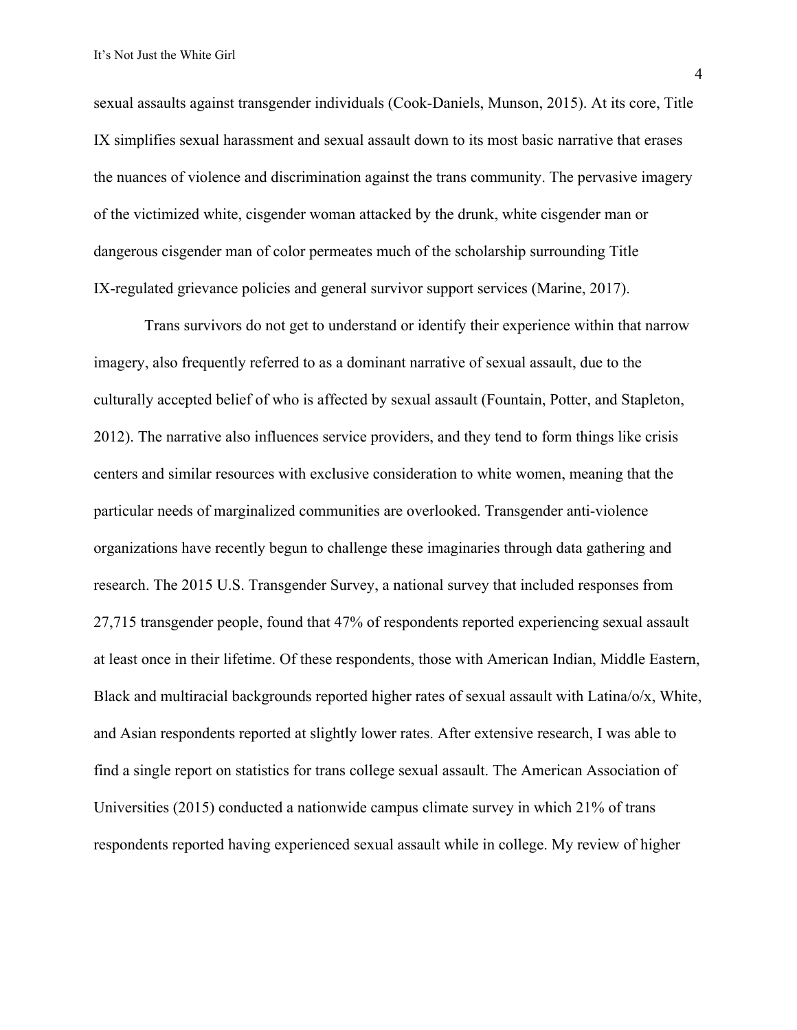sexual assaults against transgender individuals (Cook-Daniels, Munson, 2015). At its core, Title IX simplifies sexual harassment and sexual assault down to its most basic narrative that erases the nuances of violence and discrimination against the trans community. The pervasive imagery of the victimized white, cisgender woman attacked by the drunk, white cisgender man or dangerous cisgender man of color permeates much of the scholarship surrounding Title IX-regulated grievance policies and general survivor support services (Marine, 2017).

Trans survivors do not get to understand or identify their experience within that narrow imagery, also frequently referred to as a dominant narrative of sexual assault, due to the culturally accepted belief of who is affected by sexual assault (Fountain, Potter, and Stapleton, 2012). The narrative also influences service providers, and they tend to form things like crisis centers and similar resources with exclusive consideration to white women, meaning that the particular needs of marginalized communities are overlooked. Transgender anti-violence organizations have recently begun to challenge these imaginaries through data gathering and research. The 2015 U.S. Transgender Survey, a national survey that included responses from 27,715 transgender people, found that 47% of respondents reported experiencing sexual assault at least once in their lifetime. Of these respondents, those with American Indian, Middle Eastern, Black and multiracial backgrounds reported higher rates of sexual assault with Latina/o/x, White, and Asian respondents reported at slightly lower rates. After extensive research, I was able to find a single report on statistics for trans college sexual assault. The American Association of Universities (2015) conducted a nationwide campus climate survey in which 21% of trans respondents reported having experienced sexual assault while in college. My review of higher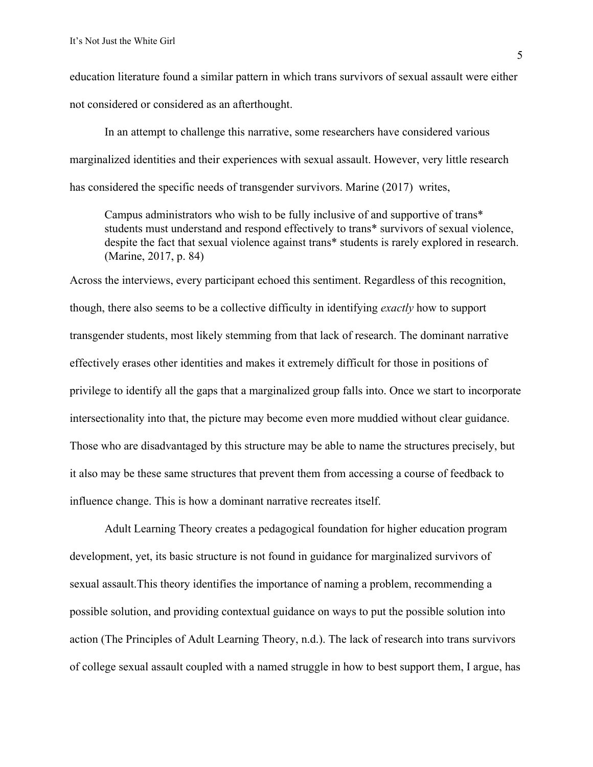education literature found a similar pattern in which trans survivors of sexual assault were either not considered or considered as an afterthought.

In an attempt to challenge this narrative, some researchers have considered various marginalized identities and their experiences with sexual assault. However, very little research has considered the specific needs of transgender survivors. Marine (2017) writes,

> Campus administrators who wish to be fully inclusive of and supportive of trans* students must understand and respond effectively to trans* survivors of sexual violence, despite the fact that sexual violence against trans* students is rarely explored in research. (Marine, 2017, p. 84)

Across the interviews, every participant echoed this sentiment. Regardless of this recognition, though, there also seems to be a collective difficulty in identifying *exactly* how to support transgender students, most likely stemming from that lack of research. The dominant narrative effectively erases other identities and makes it extremely difficult for those in positions of privilege to identify all the gaps that a marginalized group falls into. Once we start to incorporate intersectionality into that, the picture may become even more muddied without clear guidance. Those who are disadvantaged by this structure may be able to name the structures precisely, but it also may be these same structures that prevent them from accessing a course of feedback to influence change. This is how a dominant narrative recreates itself.

Adult Learning Theory creates a pedagogical foundation for higher education program development, yet, its basic structure is not found in guidance for marginalized survivors of sexual assault.This theory identifies the importance of naming a problem, recommending a possible solution, and providing contextual guidance on ways to put the possible solution into action (The Principles of Adult Learning Theory, n.d.). The lack of research into trans survivors of college sexual assault coupled with a named struggle in how to best support them, I argue, has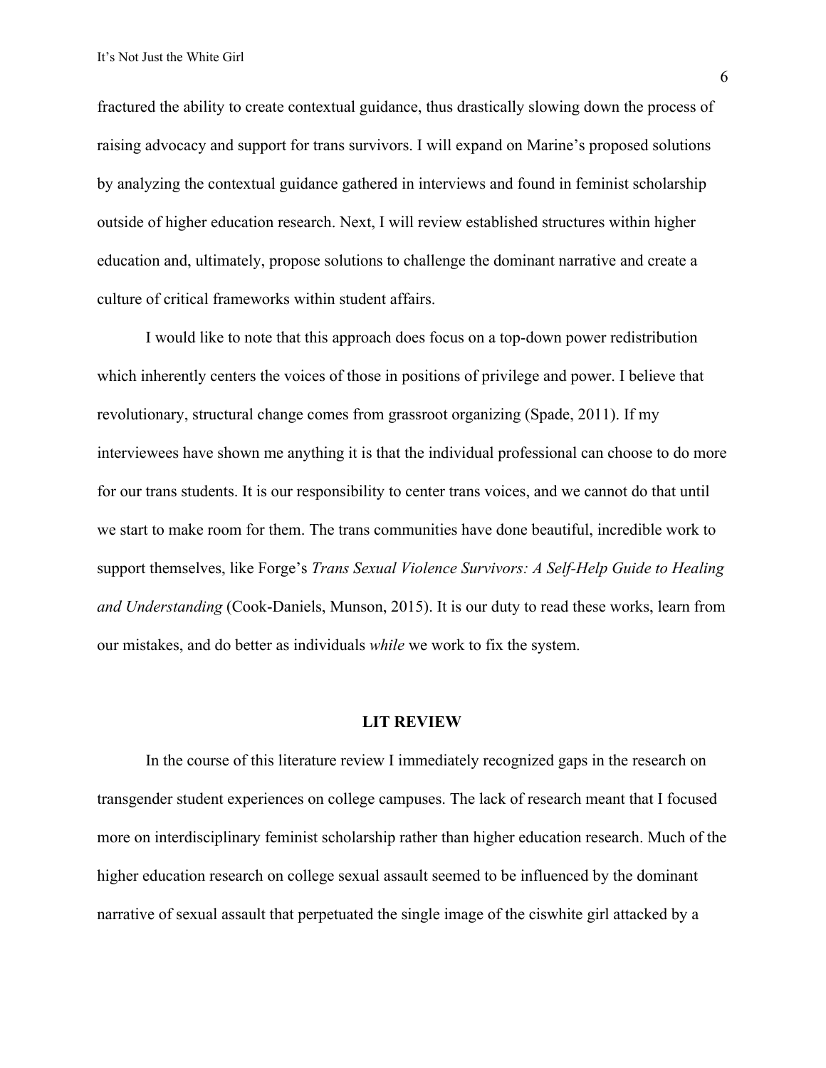fractured the ability to create contextual guidance, thus drastically slowing down the process of raising advocacy and support for trans survivors. I will expand on Marine's proposed solutions by analyzing the contextual guidance gathered in interviews and found in feminist scholarship outside of higher education research. Next, I will review established structures within higher education and, ultimately, propose solutions to challenge the dominant narrative and create a culture of critical frameworks within student affairs.

I would like to note that this approach does focus on a top-down power redistribution which inherently centers the voices of those in positions of privilege and power. I believe that revolutionary, structural change comes from grassroot organizing (Spade, 2011). If my interviewees have shown me anything it is that the individual professional can choose to do more for our trans students. It is our responsibility to center trans voices, and we cannot do that until we start to make room for them. The trans communities have done beautiful, incredible work to support themselves, like Forge's *Trans Sexual Violence Survivors: A Self-Help Guide to Healing and Understanding* (Cook-Daniels, Munson, 2015). It is our duty to read these works, learn from our mistakes, and do better as individuals *while* we work to fix the system.

## LIT REVIEW

In the course of this literature review I immediately recognized gaps in the research on transgender student experiences on college campuses. The lack of research meant that I focused more on interdisciplinary feminist scholarship rather than higher education research. Much of the higher education research on college sexual assault seemed to be influenced by the dominant narrative of sexual assault that perpetuated the single image of the ciswhite girl attacked by a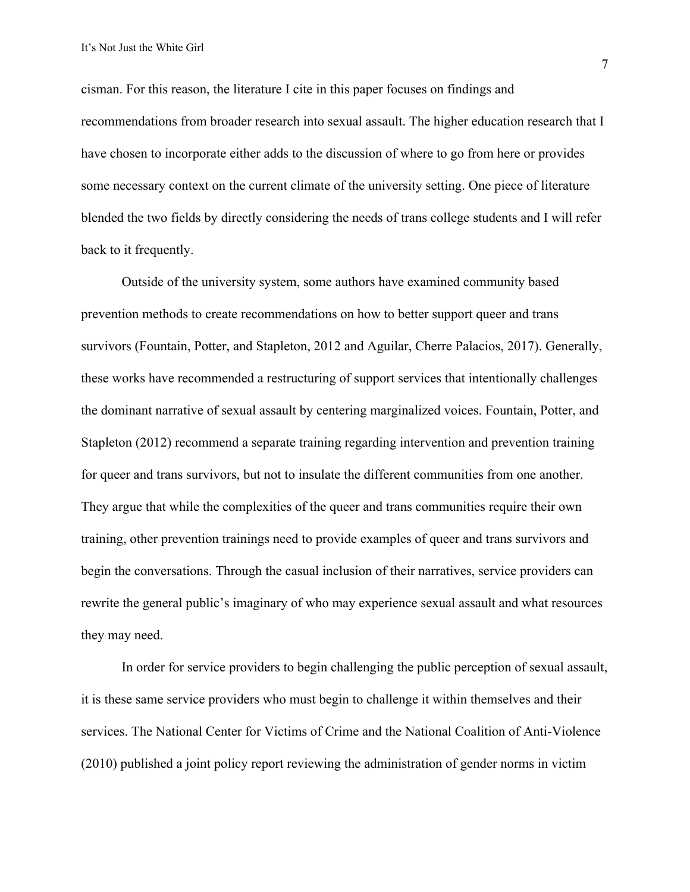cisman. For this reason, the literature I cite in this paper focuses on findings and recommendations from broader research into sexual assault. The higher education research that I have chosen to incorporate either adds to the discussion of where to go from here or provides some necessary context on the current climate of the university setting. One piece of literature blended the two fields by directly considering the needs of trans college students and I will refer back to it frequently.

Outside of the university system, some authors have examined community based prevention methods to create recommendations on how to better support queer and trans survivors (Fountain, Potter, and Stapleton, 2012 and Aguilar, Cherre Palacios, 2017). Generally, these works have recommended a restructuring of support services that intentionally challenges the dominant narrative of sexual assault by centering marginalized voices. Fountain, Potter, and Stapleton (2012) recommend a separate training regarding intervention and prevention training for queer and trans survivors, but not to insulate the different communities from one another. They argue that while the complexities of the queer and trans communities require their own training, other prevention trainings need to provide examples of queer and trans survivors and begin the conversations. Through the casual inclusion of their narratives, service providers can rewrite the general public's imaginary of who may experience sexual assault and what resources they may need.

In order for service providers to begin challenging the public perception of sexual assault, it is these same service providers who must begin to challenge it within themselves and their services. The National Center for Victims of Crime and the National Coalition of Anti-Violence (2010) published a joint policy report reviewing the administration of gender norms in victim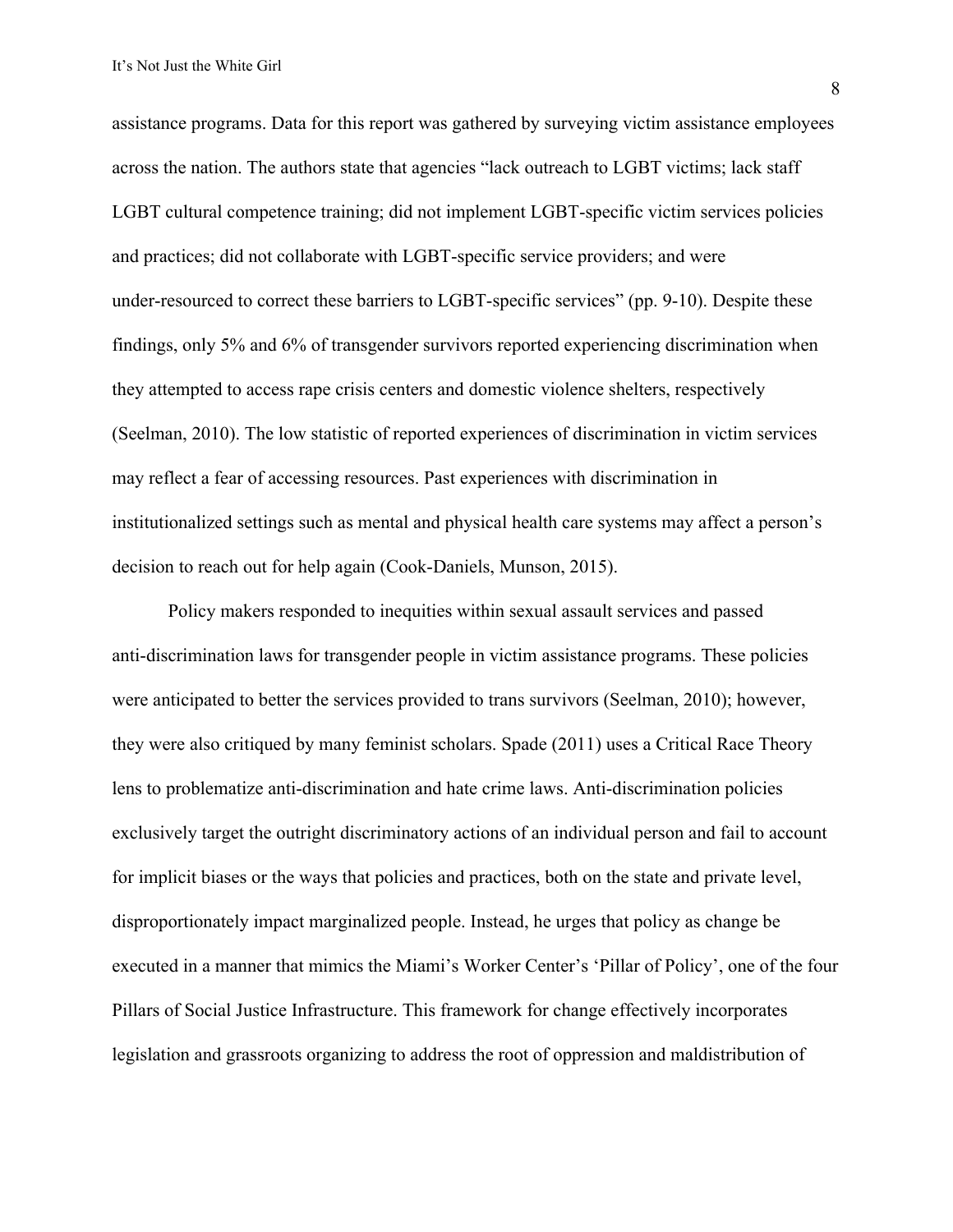assistance programs. Data for this report was gathered by surveying victim assistance employees across the nation. The authors state that agencies "lack outreach to LGBT victims; lack staff LGBT cultural competence training; did not implement LGBT-specific victim services policies and practices; did not collaborate with LGBT-specific service providers; and were under-resourced to correct these barriers to LGBT-specific services" (pp. 9-10). Despite these findings, only 5% and 6% of transgender survivors reported experiencing discrimination when they attempted to access rape crisis centers and domestic violence shelters, respectively (Seelman, 2010). The low statistic of reported experiences of discrimination in victim services may reflect a fear of accessing resources. Past experiences with discrimination in institutionalized settings such as mental and physical health care systems may affect a person's decision to reach out for help again (Cook-Daniels, Munson, 2015).

Policy makers responded to inequities within sexual assault services and passed anti-discrimination laws for transgender people in victim assistance programs. These policies were anticipated to better the services provided to trans survivors (Seelman, 2010); however, they were also critiqued by many feminist scholars. Spade (2011) uses a Critical Race Theory lens to problematize anti-discrimination and hate crime laws. Anti-discrimination policies exclusively target the outright discriminatory actions of an individual person and fail to account for implicit biases or the ways that policies and practices, both on the state and private level, disproportionately impact marginalized people. Instead, he urges that policy as change be executed in a manner that mimics the Miami's Worker Center's 'Pillar of Policy', one of the four Pillars of Social Justice Infrastructure. This framework for change effectively incorporates legislation and grassroots organizing to address the root of oppression and maldistribution of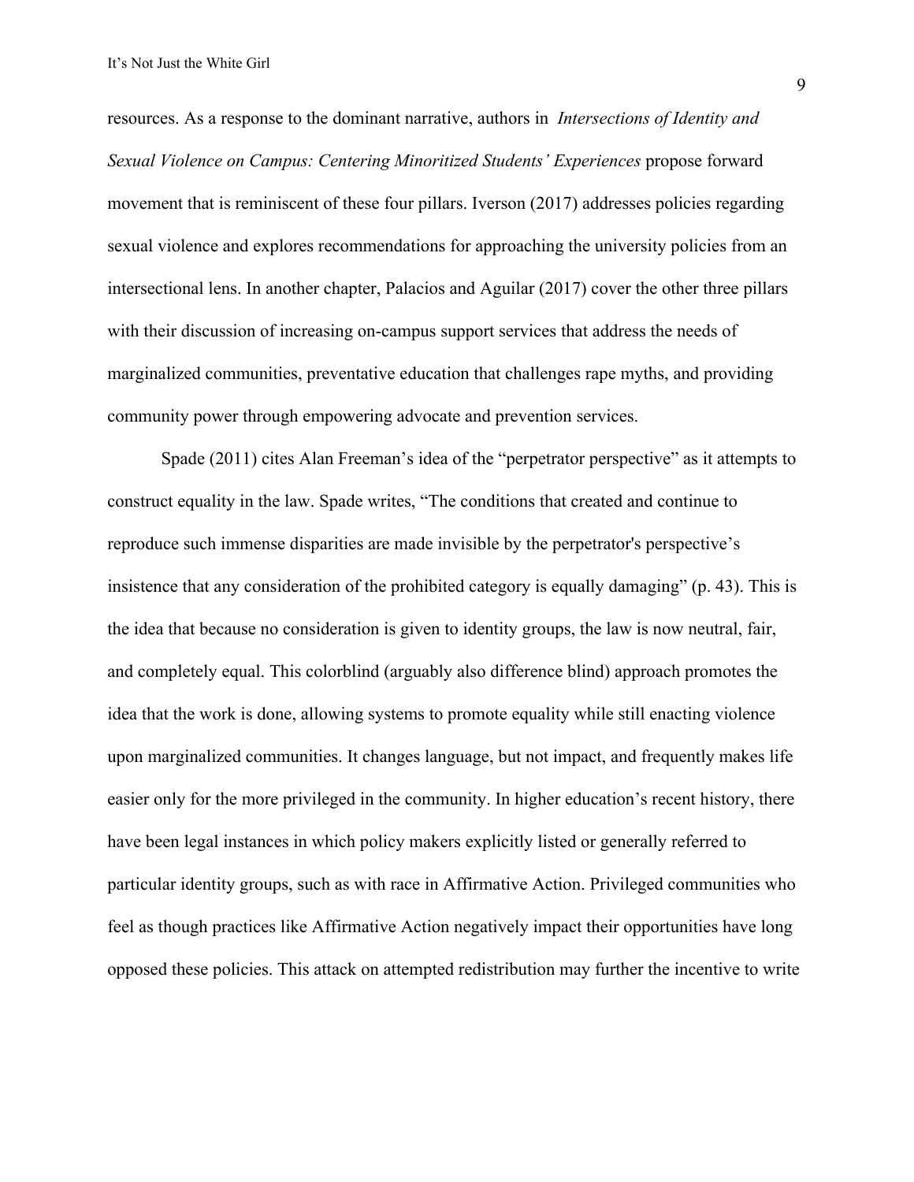resources. As a response to the dominant narrative, authors in *Intersections of Identity and Sexual Violence on Campus: Centering Minoritized Students' Experiences* propose forward movement that is reminiscent of these four pillars. Iverson (2017) addresses policies regarding sexual violence and explores recommendations for approaching the university policies from an intersectional lens. In another chapter, Palacios and Aguilar (2017) cover the other three pillars with their discussion of increasing on-campus support services that address the needs of marginalized communities, preventative education that challenges rape myths, and providing community power through empowering advocate and prevention services.

Spade (2011) cites Alan Freeman's idea of the "perpetrator perspective" as it attempts to construct equality in the law. Spade writes, "The conditions that created and continue to reproduce such immense disparities are made invisible by the perpetrator's perspective's insistence that any consideration of the prohibited category is equally damaging" (p. 43). This is the idea that because no consideration is given to identity groups, the law is now neutral, fair, and completely equal. This colorblind (arguably also difference blind) approach promotes the idea that the work is done, allowing systems to promote equality while still enacting violence upon marginalized communities. It changes language, but not impact, and frequently makes life easier only for the more privileged in the community. In higher education's recent history, there have been legal instances in which policy makers explicitly listed or generally referred to particular identity groups, such as with race in Affirmative Action. Privileged communities who feel as though practices like Affirmative Action negatively impact their opportunities have long opposed these policies. This attack on attempted redistribution may further the incentive to write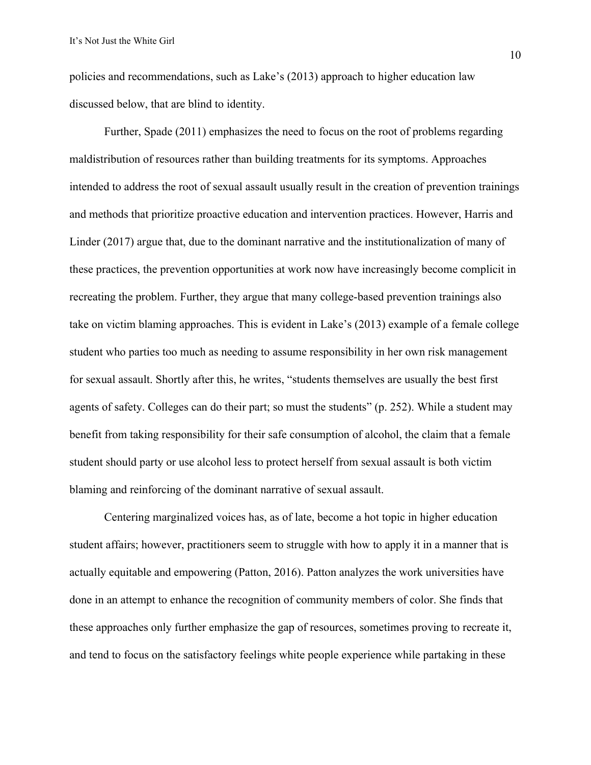policies and recommendations, such as Lake's (2013) approach to higher education law discussed below, that are blind to identity.

Further, Spade (2011) emphasizes the need to focus on the root of problems regarding maldistribution of resources rather than building treatments for its symptoms. Approaches intended to address the root of sexual assault usually result in the creation of prevention trainings and methods that prioritize proactive education and intervention practices. However, Harris and Linder (2017) argue that, due to the dominant narrative and the institutionalization of many of these practices, the prevention opportunities at work now have increasingly become complicit in recreating the problem. Further, they argue that many college-based prevention trainings also take on victim blaming approaches. This is evident in Lake's (2013) example of a female college student who parties too much as needing to assume responsibility in her own risk management for sexual assault. Shortly after this, he writes, "students themselves are usually the best first agents of safety. Colleges can do their part; so must the students" (p. 252). While a student may benefit from taking responsibility for their safe consumption of alcohol, the claim that a female student should party or use alcohol less to protect herself from sexual assault is both victim blaming and reinforcing of the dominant narrative of sexual assault.

Centering marginalized voices has, as of late, become a hot topic in higher education student affairs; however, practitioners seem to struggle with how to apply it in a manner that is actually equitable and empowering (Patton, 2016). Patton analyzes the work universities have done in an attempt to enhance the recognition of community members of color. She finds that these approaches only further emphasize the gap of resources, sometimes proving to recreate it, and tend to focus on the satisfactory feelings white people experience while partaking in these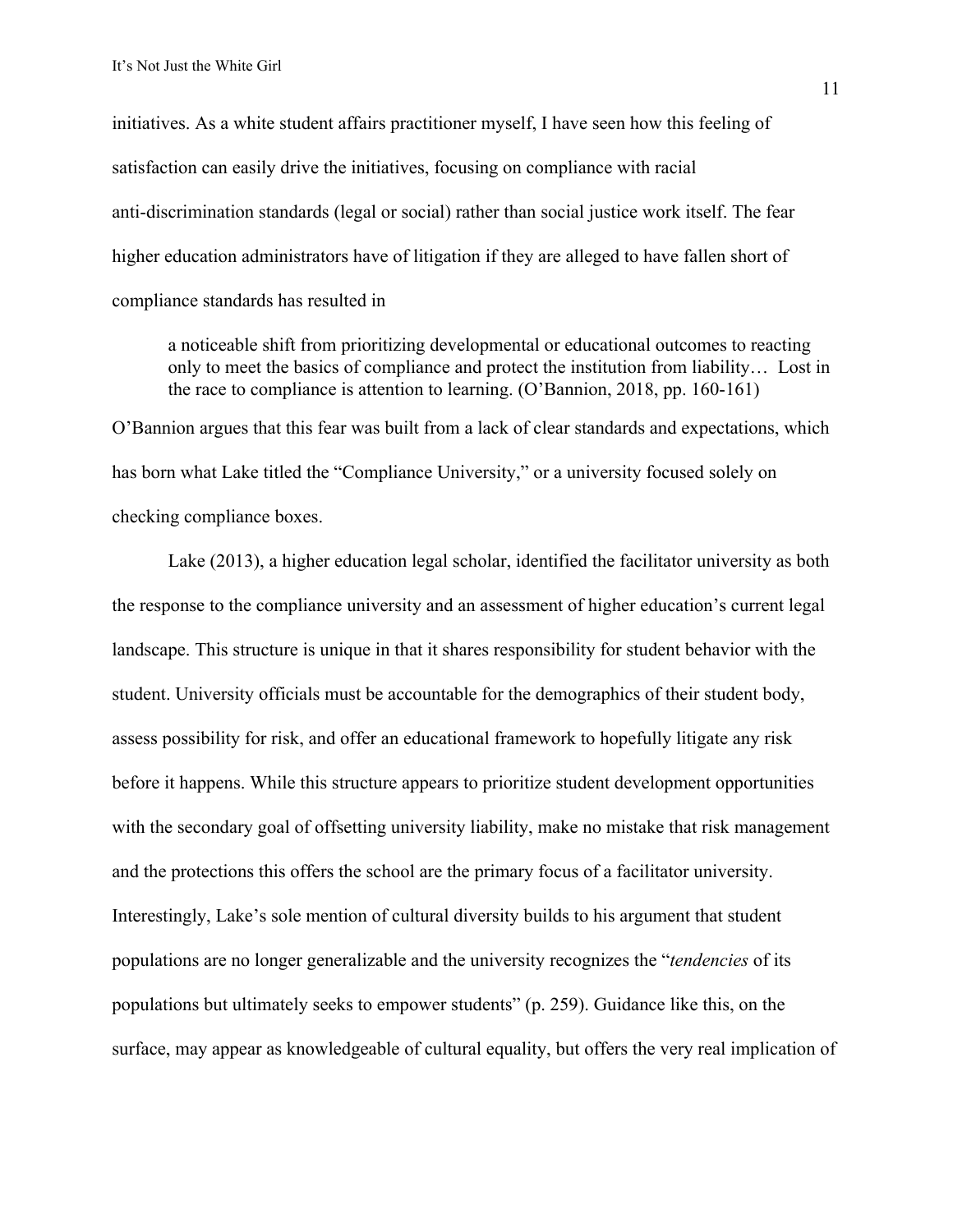initiatives. As a white student affairs practitioner myself, I have seen how this feeling of satisfaction can easily drive the initiatives, focusing on compliance with racial anti-discrimination standards (legal or social) rather than social justice work itself. The fear higher education administrators have of litigation if they are alleged to have fallen short of compliance standards has resulted in

> a noticeable shift from prioritizing developmental or educational outcomes to reacting only to meet the basics of compliance and protect the institution from liability… Lost in the race to compliance is attention to learning. (O'Bannion, 2018, pp. 160-161)

O'Bannion argues that this fear was built from a lack of clear standards and expectations, which has born what Lake titled the "Compliance University," or a university focused solely on checking compliance boxes.

Lake (2013), a higher education legal scholar, identified the facilitator university as both the response to the compliance university and an assessment of higher education's current legal landscape. This structure is unique in that it shares responsibility for student behavior with the student. University officials must be accountable for the demographics of their student body, assess possibility for risk, and offer an educational framework to hopefully litigate any risk before it happens. While this structure appears to prioritize student development opportunities with the secondary goal of offsetting university liability, make no mistake that risk management and the protections this offers the school are the primary focus of a facilitator university. Interestingly, Lake's sole mention of cultural diversity builds to his argument that student populations are no longer generalizable and the university recognizes the "*tendencies* of its populations but ultimately seeks to empower students" (p. 259). Guidance like this, on the surface, may appear as knowledgeable of cultural equality, but offers the very real implication of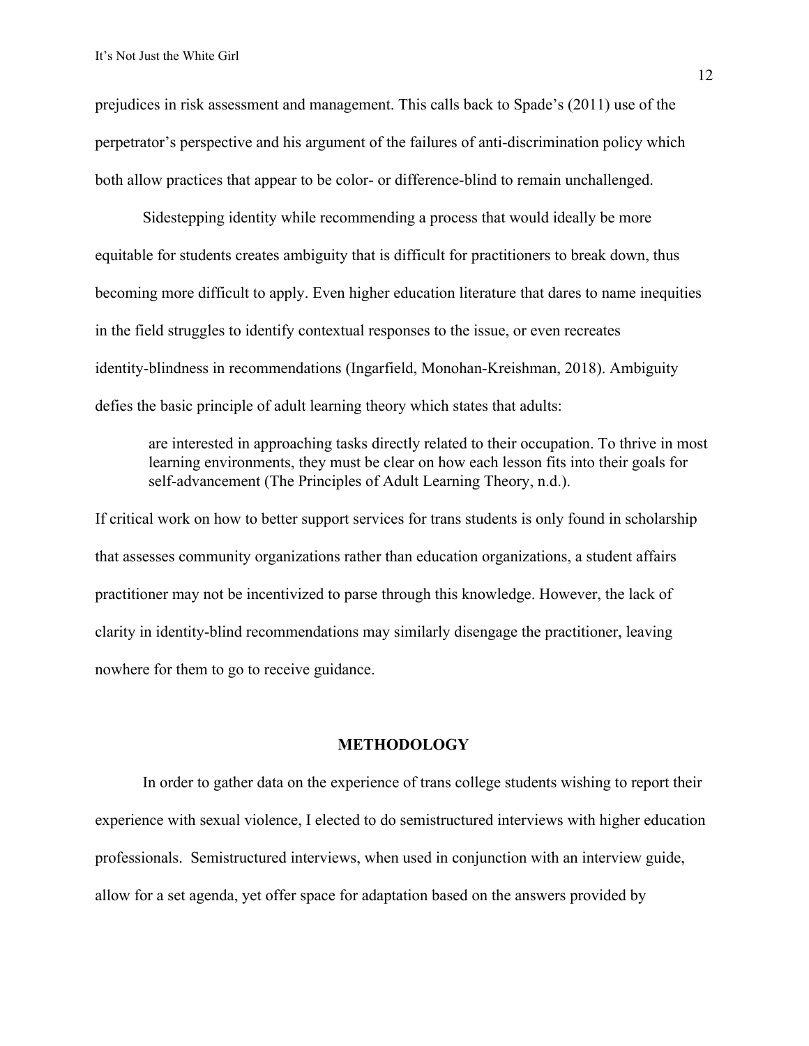prejudices in risk assessment and management. This calls back to Spade's (2011) use of the perpetrator's perspective and his argument of the failures of anti-discrimination policy which both allow practices that appear to be color- or difference-blind to remain unchallenged.

Sidestepping identity while recommending a process that would ideally be more equitable for students creates ambiguity that is difficult for practitioners to break down, thus becoming more difficult to apply. Even higher education literature that dares to name inequities in the field struggles to identify contextual responses to the issue, or even recreates identity-blindness in recommendations (Ingarfield, Monohan-Kreishman, 2018). Ambiguity defies the basic principle of adult learning theory which states that adults:

> are interested in approaching tasks directly related to their occupation. To thrive in most learning environments, they must be clear on how each lesson fits into their goals for self-advancement (The Principles of Adult Learning Theory, n.d.).

If critical work on how to better support services for trans students is only found in scholarship that assesses community organizations rather than education organizations, a student affairs practitioner may not be incentivized to parse through this knowledge. However, the lack of clarity in identity-blind recommendations may similarly disengage the practitioner, leaving nowhere for them to go to receive guidance.

## METHODOLOGY

In order to gather data on the experience of trans college students wishing to report their experience with sexual violence, I elected to do semistructured interviews with higher education professionals. Semistructured interviews, when used in conjunction with an interview guide, allow for a set agenda, yet offer space for adaptation based on the answers provided by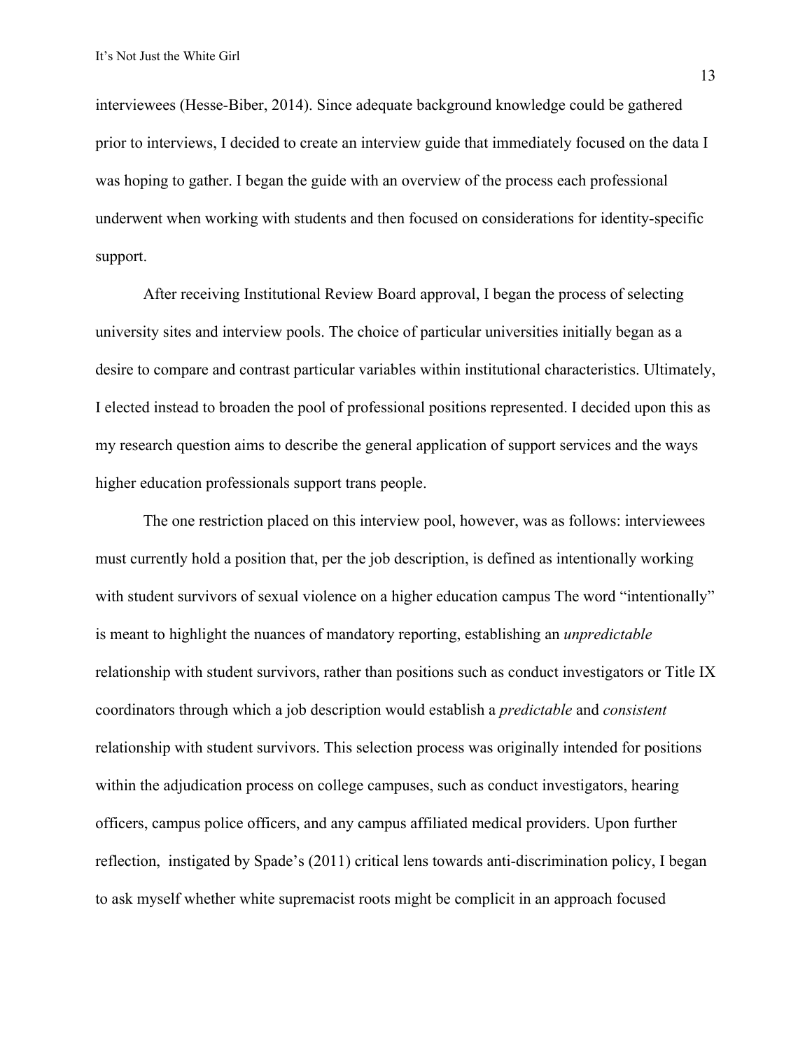interviewees (Hesse-Biber, 2014). Since adequate background knowledge could be gathered prior to interviews, I decided to create an interview guide that immediately focused on the data I was hoping to gather. I began the guide with an overview of the process each professional underwent when working with students and then focused on considerations for identity-specific support.

After receiving Institutional Review Board approval, I began the process of selecting university sites and interview pools. The choice of particular universities initially began as a desire to compare and contrast particular variables within institutional characteristics. Ultimately, I elected instead to broaden the pool of professional positions represented. I decided upon this as my research question aims to describe the general application of support services and the ways higher education professionals support trans people.

The one restriction placed on this interview pool, however, was as follows: interviewees must currently hold a position that, per the job description, is defined as intentionally working with student survivors of sexual violence on a higher education campus The word "intentionally" is meant to highlight the nuances of mandatory reporting, establishing an *unpredictable* relationship with student survivors, rather than positions such as conduct investigators or Title IX coordinators through which a job description would establish a *predictable* and *consistent* relationship with student survivors. This selection process was originally intended for positions within the adjudication process on college campuses, such as conduct investigators, hearing officers, campus police officers, and any campus affiliated medical providers. Upon further reflection, instigated by Spade's (2011) critical lens towards anti-discrimination policy, I began to ask myself whether white supremacist roots might be complicit in an approach focused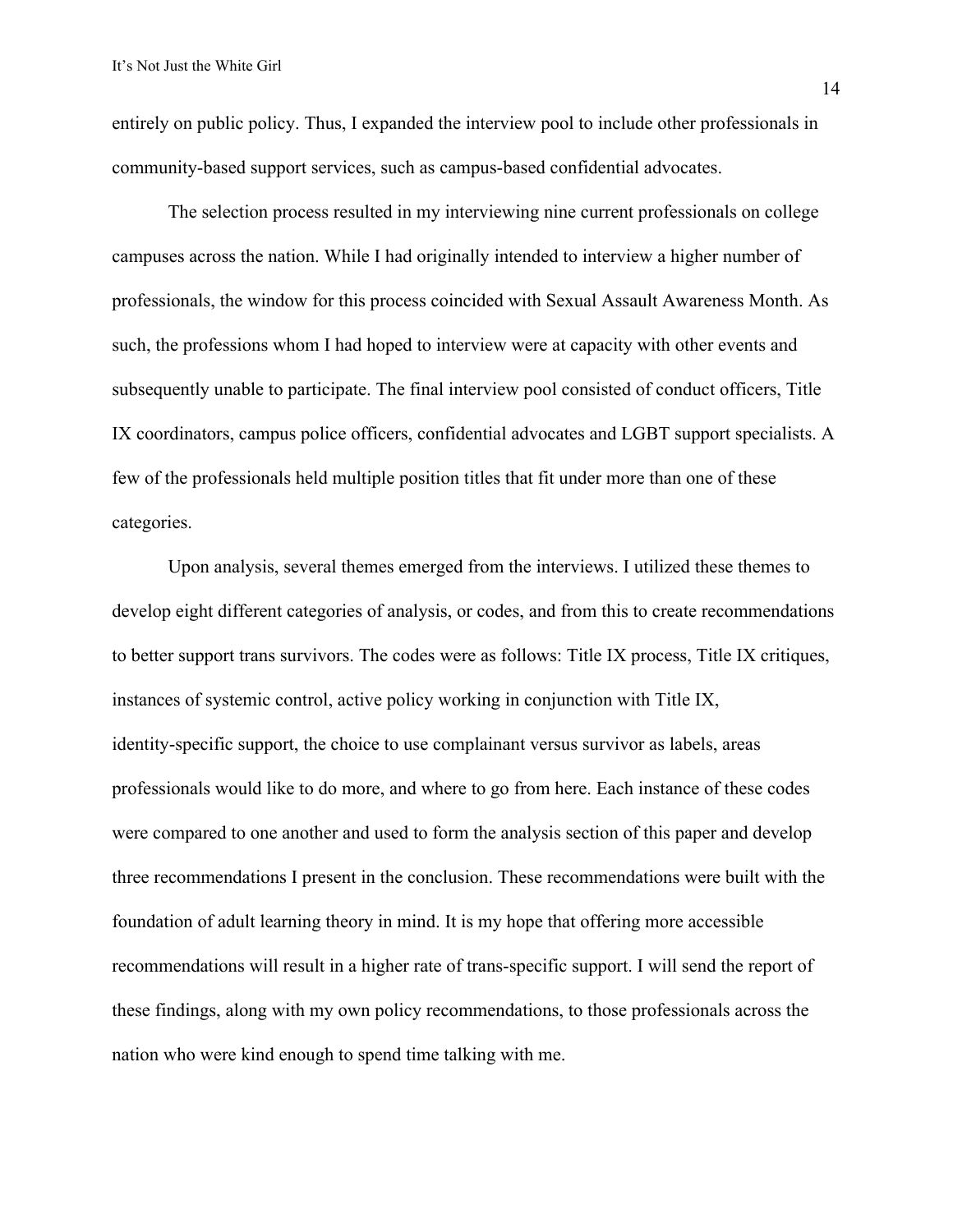entirely on public policy. Thus, I expanded the interview pool to include other professionals in community-based support services, such as campus-based confidential advocates.

The selection process resulted in my interviewing nine current professionals on college campuses across the nation. While I had originally intended to interview a higher number of professionals, the window for this process coincided with Sexual Assault Awareness Month. As such, the professions whom I had hoped to interview were at capacity with other events and subsequently unable to participate. The final interview pool consisted of conduct officers, Title IX coordinators, campus police officers, confidential advocates and LGBT support specialists. A few of the professionals held multiple position titles that fit under more than one of these categories.

Upon analysis, several themes emerged from the interviews. I utilized these themes to develop eight different categories of analysis, or codes, and from this to create recommendations to better support trans survivors. The codes were as follows: Title IX process, Title IX critiques, instances of systemic control, active policy working in conjunction with Title IX, identity-specific support, the choice to use complainant versus survivor as labels, areas professionals would like to do more, and where to go from here. Each instance of these codes were compared to one another and used to form the analysis section of this paper and develop three recommendations I present in the conclusion. These recommendations were built with the foundation of adult learning theory in mind. It is my hope that offering more accessible recommendations will result in a higher rate of trans-specific support. I will send the report of these findings, along with my own policy recommendations, to those professionals across the nation who were kind enough to spend time talking with me.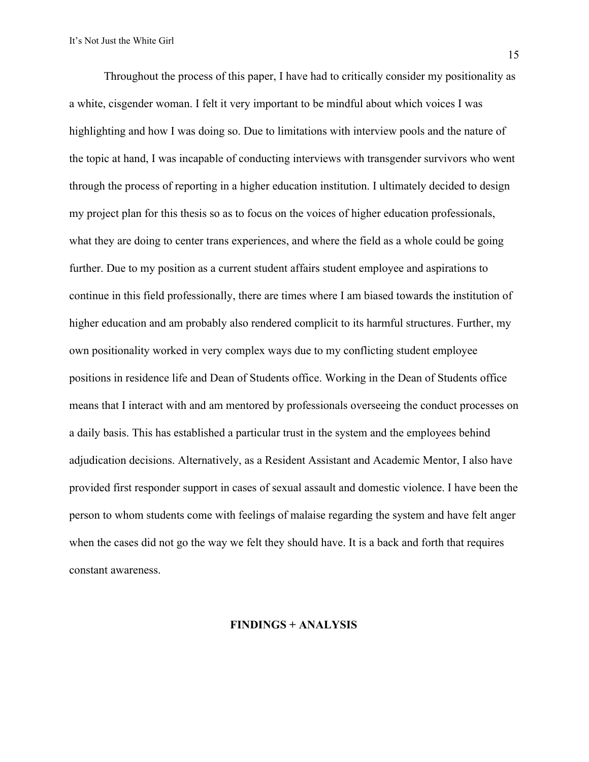Throughout the process of this paper, I have had to critically consider my positionality as a white, cisgender woman. I felt it very important to be mindful about which voices I was highlighting and how I was doing so. Due to limitations with interview pools and the nature of the topic at hand, I was incapable of conducting interviews with transgender survivors who went through the process of reporting in a higher education institution. I ultimately decided to design my project plan for this thesis so as to focus on the voices of higher education professionals, what they are doing to center trans experiences, and where the field as a whole could be going further. Due to my position as a current student affairs student employee and aspirations to continue in this field professionally, there are times where I am biased towards the institution of higher education and am probably also rendered complicit to its harmful structures. Further, my own positionality worked in very complex ways due to my conflicting student employee positions in residence life and Dean of Students office. Working in the Dean of Students office means that I interact with and am mentored by professionals overseeing the conduct processes on a daily basis. This has established a particular trust in the system and the employees behind adjudication decisions. Alternatively, as a Resident Assistant and Academic Mentor, I also have provided first responder support in cases of sexual assault and domestic violence. I have been the person to whom students come with feelings of malaise regarding the system and have felt anger when the cases did not go the way we felt they should have. It is a back and forth that requires constant awareness.

## FINDINGS + ANALYSIS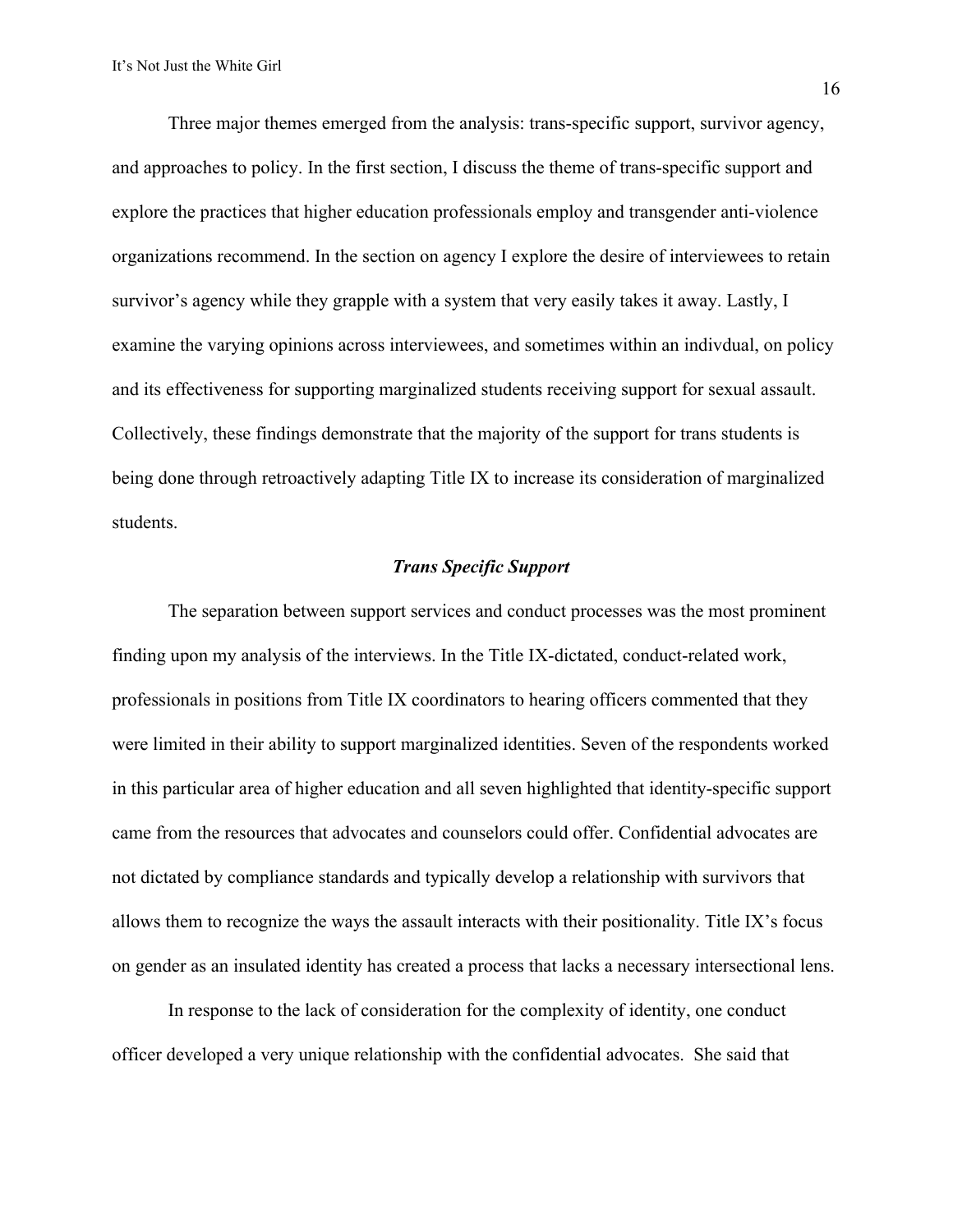Three major themes emerged from the analysis: trans-specific support, survivor agency, and approaches to policy. In the first section, I discuss the theme of trans-specific support and explore the practices that higher education professionals employ and transgender anti-violence organizations recommend. In the section on agency I explore the desire of interviewees to retain survivor's agency while they grapple with a system that very easily takes it away. Lastly, I examine the varying opinions across interviewees, and sometimes within an indivdual, on policy and its effectiveness for supporting marginalized students receiving support for sexual assault. Collectively, these findings demonstrate that the majority of the support for trans students is being done through retroactively adapting Title IX to increase its consideration of marginalized students.

### ***Trans Specific Support***

The separation between support services and conduct processes was the most prominent finding upon my analysis of the interviews. In the Title IX-dictated, conduct-related work, professionals in positions from Title IX coordinators to hearing officers commented that they were limited in their ability to support marginalized identities. Seven of the respondents worked in this particular area of higher education and all seven highlighted that identity-specific support came from the resources that advocates and counselors could offer. Confidential advocates are not dictated by compliance standards and typically develop a relationship with survivors that allows them to recognize the ways the assault interacts with their positionality. Title IX's focus on gender as an insulated identity has created a process that lacks a necessary intersectional lens.

In response to the lack of consideration for the complexity of identity, one conduct officer developed a very unique relationship with the confidential advocates. She said that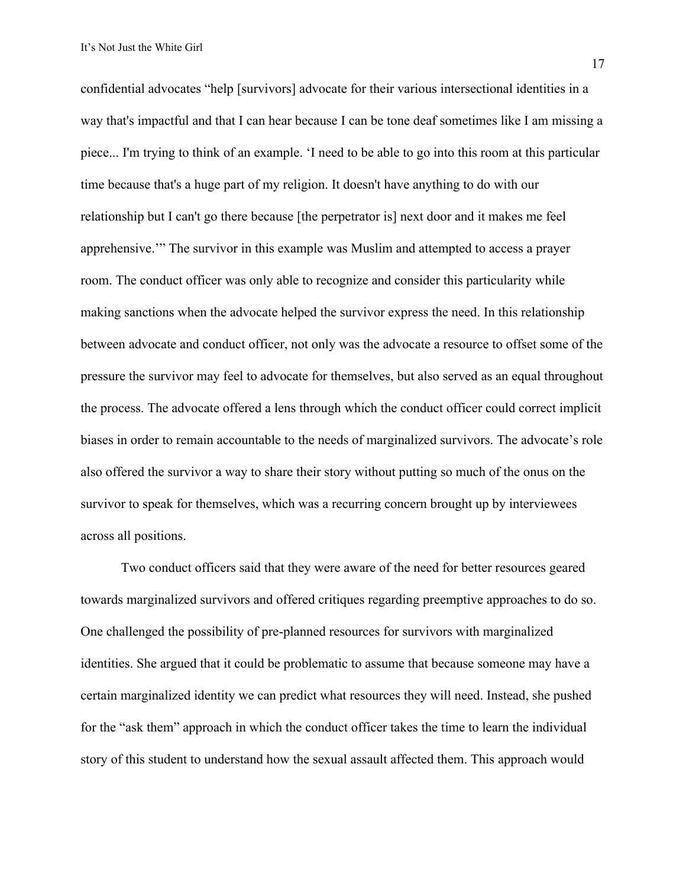confidential advocates “help [survivors] advocate for their various intersectional identities in a way that's impactful and that I can hear because I can be tone deaf sometimes like I am missing a piece... I'm trying to think of an example. ‘I need to be able to go into this room at this particular time because that's a huge part of my religion. It doesn't have anything to do with our relationship but I can't go there because [the perpetrator is] next door and it makes me feel apprehensive.’” The survivor in this example was Muslim and attempted to access a prayer room. The conduct officer was only able to recognize and consider this particularity while making sanctions when the advocate helped the survivor express the need. In this relationship between advocate and conduct officer, not only was the advocate a resource to offset some of the pressure the survivor may feel to advocate for themselves, but also served as an equal throughout the process. The advocate offered a lens through which the conduct officer could correct implicit biases in order to remain accountable to the needs of marginalized survivors. The advocate’s role also offered the survivor a way to share their story without putting so much of the onus on the survivor to speak for themselves, which was a recurring concern brought up by interviewees across all positions.

Two conduct officers said that they were aware of the need for better resources geared towards marginalized survivors and offered critiques regarding preemptive approaches to do so. One challenged the possibility of pre-planned resources for survivors with marginalized identities. She argued that it could be problematic to assume that because someone may have a certain marginalized identity we can predict what resources they will need. Instead, she pushed for the “ask them” approach in which the conduct officer takes the time to learn the individual story of this student to understand how the sexual assault affected them. This approach would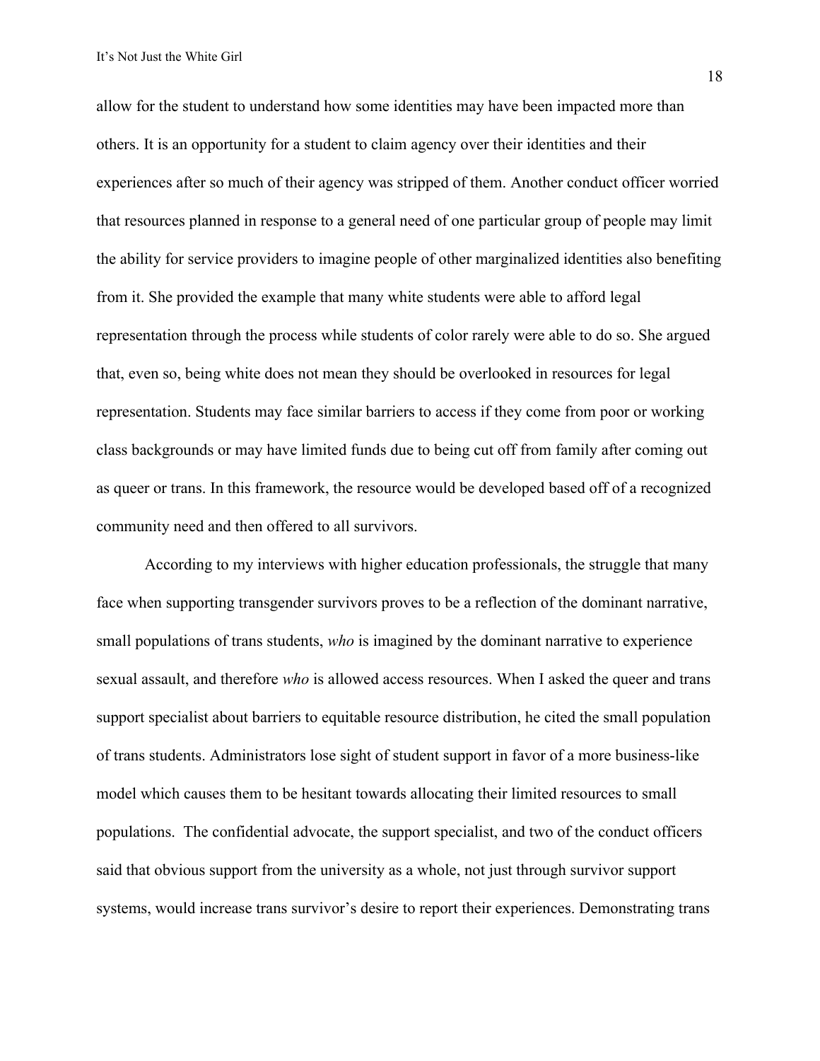allow for the student to understand how some identities may have been impacted more than others. It is an opportunity for a student to claim agency over their identities and their experiences after so much of their agency was stripped of them. Another conduct officer worried that resources planned in response to a general need of one particular group of people may limit the ability for service providers to imagine people of other marginalized identities also benefiting from it. She provided the example that many white students were able to afford legal representation through the process while students of color rarely were able to do so. She argued that, even so, being white does not mean they should be overlooked in resources for legal representation. Students may face similar barriers to access if they come from poor or working class backgrounds or may have limited funds due to being cut off from family after coming out as queer or trans. In this framework, the resource would be developed based off of a recognized community need and then offered to all survivors.

According to my interviews with higher education professionals, the struggle that many face when supporting transgender survivors proves to be a reflection of the dominant narrative, small populations of trans students, *who* is imagined by the dominant narrative to experience sexual assault, and therefore *who* is allowed access resources. When I asked the queer and trans support specialist about barriers to equitable resource distribution, he cited the small population of trans students. Administrators lose sight of student support in favor of a more business-like model which causes them to be hesitant towards allocating their limited resources to small populations. The confidential advocate, the support specialist, and two of the conduct officers said that obvious support from the university as a whole, not just through survivor support systems, would increase trans survivor's desire to report their experiences. Demonstrating trans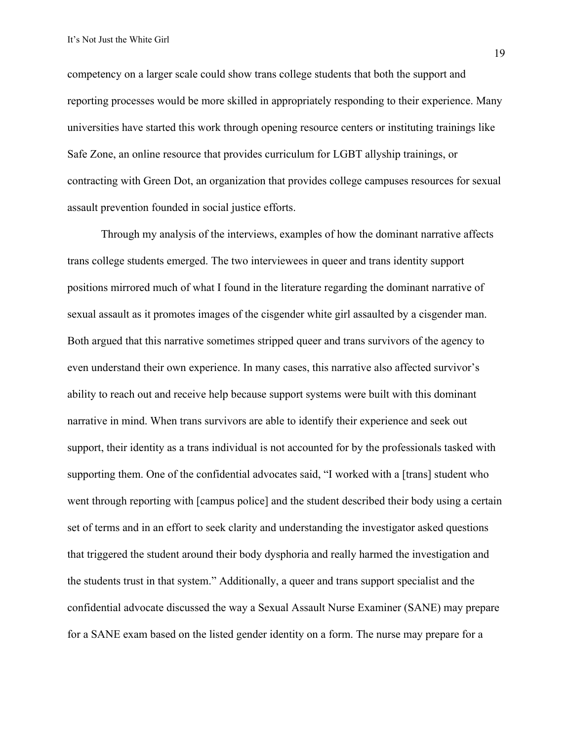competency on a larger scale could show trans college students that both the support and reporting processes would be more skilled in appropriately responding to their experience. Many universities have started this work through opening resource centers or instituting trainings like Safe Zone, an online resource that provides curriculum for LGBT allyship trainings, or contracting with Green Dot, an organization that provides college campuses resources for sexual assault prevention founded in social justice efforts.

Through my analysis of the interviews, examples of how the dominant narrative affects trans college students emerged. The two interviewees in queer and trans identity support positions mirrored much of what I found in the literature regarding the dominant narrative of sexual assault as it promotes images of the cisgender white girl assaulted by a cisgender man. Both argued that this narrative sometimes stripped queer and trans survivors of the agency to even understand their own experience. In many cases, this narrative also affected survivor's ability to reach out and receive help because support systems were built with this dominant narrative in mind. When trans survivors are able to identify their experience and seek out support, their identity as a trans individual is not accounted for by the professionals tasked with supporting them. One of the confidential advocates said, "I worked with a [trans] student who went through reporting with [campus police] and the student described their body using a certain set of terms and in an effort to seek clarity and understanding the investigator asked questions that triggered the student around their body dysphoria and really harmed the investigation and the students trust in that system." Additionally, a queer and trans support specialist and the confidential advocate discussed the way a Sexual Assault Nurse Examiner (SANE) may prepare for a SANE exam based on the listed gender identity on a form. The nurse may prepare for a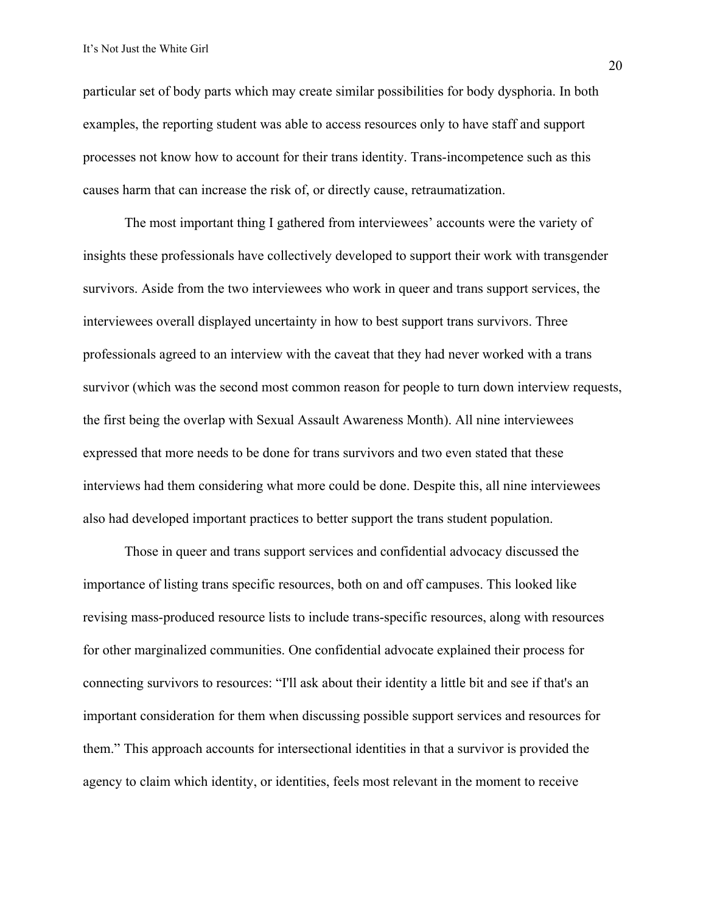particular set of body parts which may create similar possibilities for body dysphoria. In both examples, the reporting student was able to access resources only to have staff and support processes not know how to account for their trans identity. Trans-incompetence such as this causes harm that can increase the risk of, or directly cause, retraumatization.

The most important thing I gathered from interviewees' accounts were the variety of insights these professionals have collectively developed to support their work with transgender survivors. Aside from the two interviewees who work in queer and trans support services, the interviewees overall displayed uncertainty in how to best support trans survivors. Three professionals agreed to an interview with the caveat that they had never worked with a trans survivor (which was the second most common reason for people to turn down interview requests, the first being the overlap with Sexual Assault Awareness Month). All nine interviewees expressed that more needs to be done for trans survivors and two even stated that these interviews had them considering what more could be done. Despite this, all nine interviewees also had developed important practices to better support the trans student population.

Those in queer and trans support services and confidential advocacy discussed the importance of listing trans specific resources, both on and off campuses. This looked like revising mass-produced resource lists to include trans-specific resources, along with resources for other marginalized communities. One confidential advocate explained their process for connecting survivors to resources: "I'll ask about their identity a little bit and see if that's an important consideration for them when discussing possible support services and resources for them." This approach accounts for intersectional identities in that a survivor is provided the agency to claim which identity, or identities, feels most relevant in the moment to receive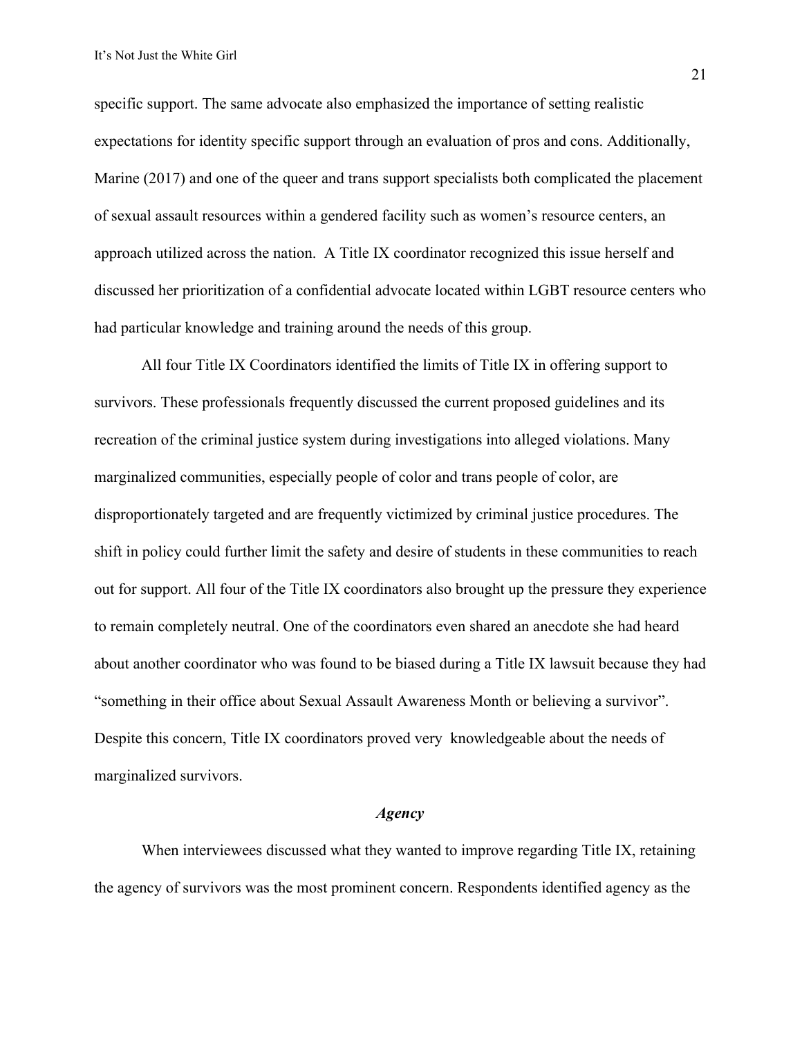specific support. The same advocate also emphasized the importance of setting realistic expectations for identity specific support through an evaluation of pros and cons. Additionally, Marine (2017) and one of the queer and trans support specialists both complicated the placement of sexual assault resources within a gendered facility such as women's resource centers, an approach utilized across the nation. A Title IX coordinator recognized this issue herself and discussed her prioritization of a confidential advocate located within LGBT resource centers who had particular knowledge and training around the needs of this group.

All four Title IX Coordinators identified the limits of Title IX in offering support to survivors. These professionals frequently discussed the current proposed guidelines and its recreation of the criminal justice system during investigations into alleged violations. Many marginalized communities, especially people of color and trans people of color, are disproportionately targeted and are frequently victimized by criminal justice procedures. The shift in policy could further limit the safety and desire of students in these communities to reach out for support. All four of the Title IX coordinators also brought up the pressure they experience to remain completely neutral. One of the coordinators even shared an anecdote she had heard about another coordinator who was found to be biased during a Title IX lawsuit because they had "something in their office about Sexual Assault Awareness Month or believing a survivor". Despite this concern, Title IX coordinators proved very knowledgeable about the needs of marginalized survivors.

### *Agency*

When interviewees discussed what they wanted to improve regarding Title IX, retaining the agency of survivors was the most prominent concern. Respondents identified agency as the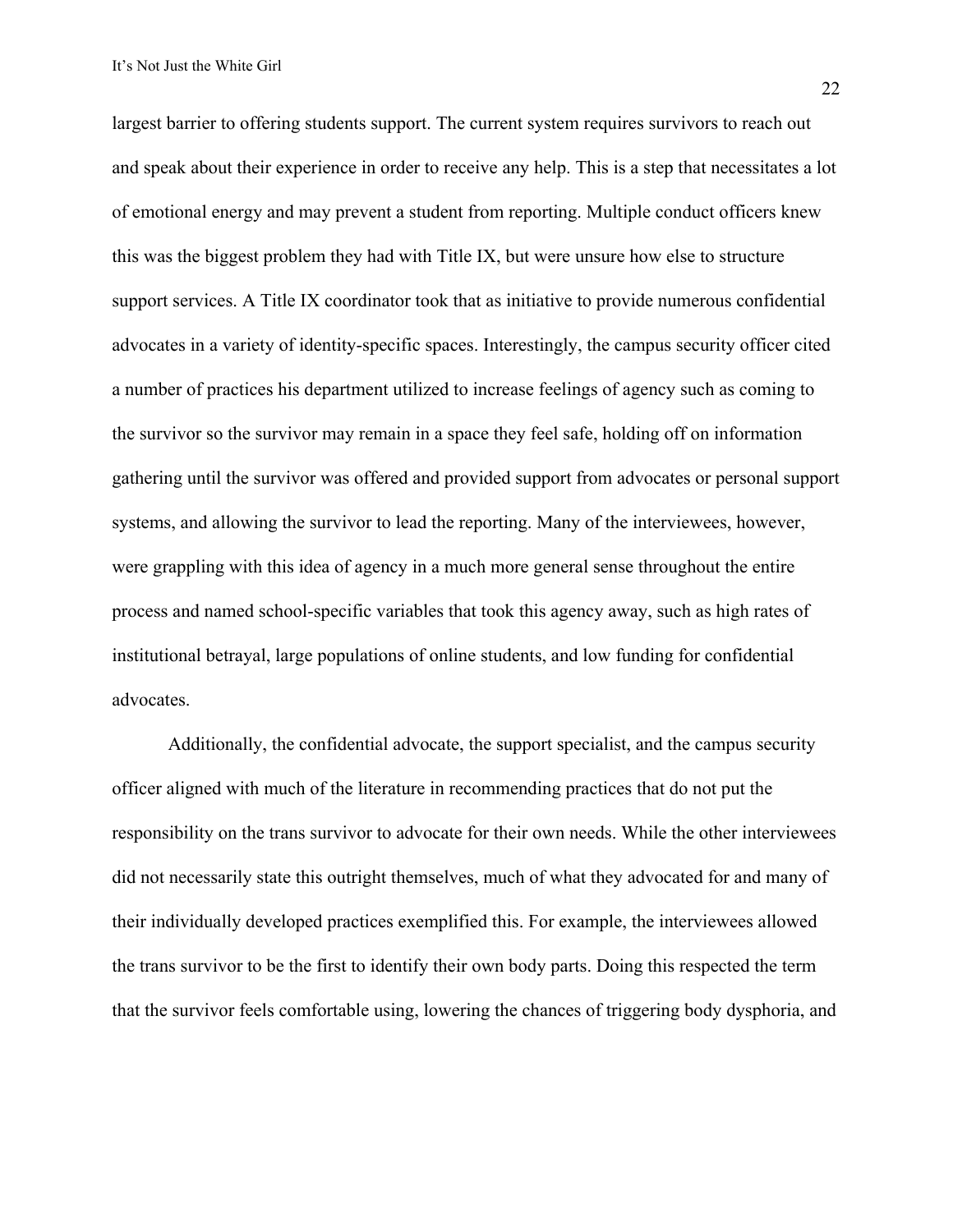largest barrier to offering students support. The current system requires survivors to reach out and speak about their experience in order to receive any help. This is a step that necessitates a lot of emotional energy and may prevent a student from reporting. Multiple conduct officers knew this was the biggest problem they had with Title IX, but were unsure how else to structure support services. A Title IX coordinator took that as initiative to provide numerous confidential advocates in a variety of identity-specific spaces. Interestingly, the campus security officer cited a number of practices his department utilized to increase feelings of agency such as coming to the survivor so the survivor may remain in a space they feel safe, holding off on information gathering until the survivor was offered and provided support from advocates or personal support systems, and allowing the survivor to lead the reporting. Many of the interviewees, however, were grappling with this idea of agency in a much more general sense throughout the entire process and named school-specific variables that took this agency away, such as high rates of institutional betrayal, large populations of online students, and low funding for confidential advocates.

Additionally, the confidential advocate, the support specialist, and the campus security officer aligned with much of the literature in recommending practices that do not put the responsibility on the trans survivor to advocate for their own needs. While the other interviewees did not necessarily state this outright themselves, much of what they advocated for and many of their individually developed practices exemplified this. For example, the interviewees allowed the trans survivor to be the first to identify their own body parts. Doing this respected the term that the survivor feels comfortable using, lowering the chances of triggering body dysphoria, and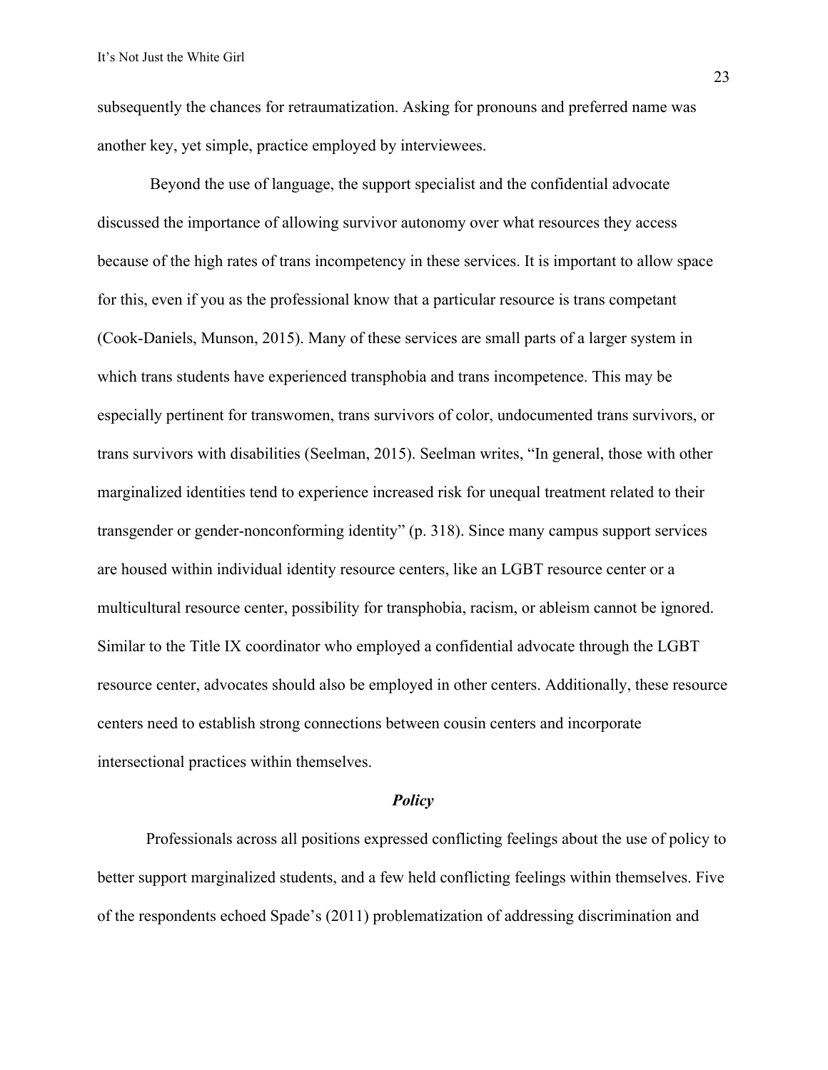subsequently the chances for retraumatization. Asking for pronouns and preferred name was another key, yet simple, practice employed by interviewees.

Beyond the use of language, the support specialist and the confidential advocate discussed the importance of allowing survivor autonomy over what resources they access because of the high rates of trans incompetency in these services. It is important to allow space for this, even if you as the professional know that a particular resource is trans competant (Cook-Daniels, Munson, 2015). Many of these services are small parts of a larger system in which trans students have experienced transphobia and trans incompetence. This may be especially pertinent for transwomen, trans survivors of color, undocumented trans survivors, or trans survivors with disabilities (Seelman, 2015). Seelman writes, "In general, those with other marginalized identities tend to experience increased risk for unequal treatment related to their transgender or gender-nonconforming identity" (p. 318). Since many campus support services are housed within individual identity resource centers, like an LGBT resource center or a multicultural resource center, possibility for transphobia, racism, or ableism cannot be ignored. Similar to the Title IX coordinator who employed a confidential advocate through the LGBT resource center, advocates should also be employed in other centers. Additionally, these resource centers need to establish strong connections between cousin centers and incorporate intersectional practices within themselves.

### *Policy*

Professionals across all positions expressed conflicting feelings about the use of policy to better support marginalized students, and a few held conflicting feelings within themselves. Five of the respondents echoed Spade's (2011) problematization of addressing discrimination and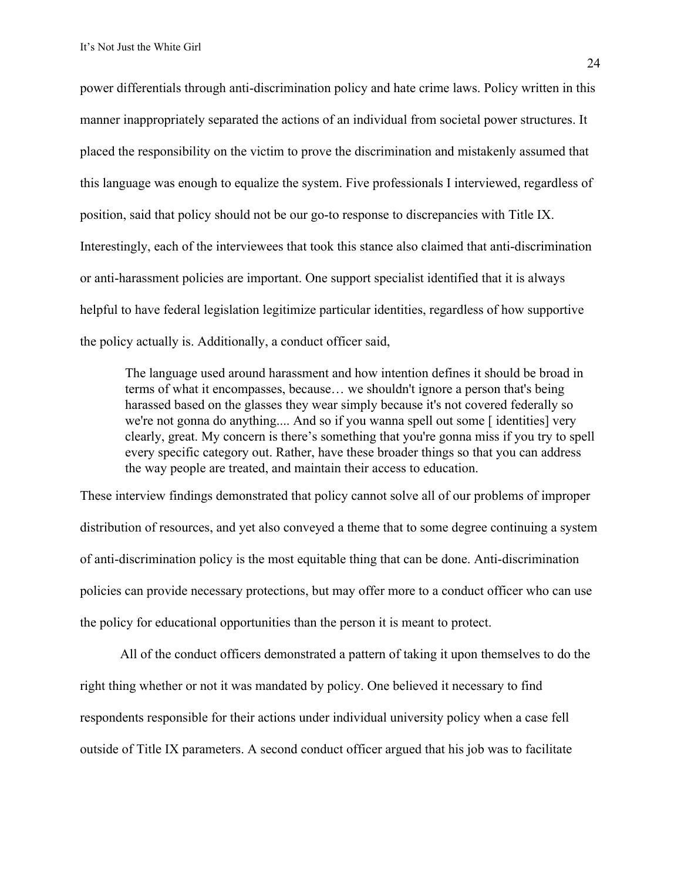power differentials through anti-discrimination policy and hate crime laws. Policy written in this manner inappropriately separated the actions of an individual from societal power structures. It placed the responsibility on the victim to prove the discrimination and mistakenly assumed that this language was enough to equalize the system. Five professionals I interviewed, regardless of position, said that policy should not be our go-to response to discrepancies with Title IX. Interestingly, each of the interviewees that took this stance also claimed that anti-discrimination or anti-harassment policies are important. One support specialist identified that it is always helpful to have federal legislation legitimize particular identities, regardless of how supportive the policy actually is. Additionally, a conduct officer said,

> The language used around harassment and how intention defines it should be broad in terms of what it encompasses, because… we shouldn't ignore a person that's being harassed based on the glasses they wear simply because it's not covered federally so we're not gonna do anything.... And so if you wanna spell out some [ identities] very clearly, great. My concern is there's something that you're gonna miss if you try to spell every specific category out. Rather, have these broader things so that you can address the way people are treated, and maintain their access to education.

These interview findings demonstrated that policy cannot solve all of our problems of improper distribution of resources, and yet also conveyed a theme that to some degree continuing a system of anti-discrimination policy is the most equitable thing that can be done. Anti-discrimination policies can provide necessary protections, but may offer more to a conduct officer who can use the policy for educational opportunities than the person it is meant to protect.

All of the conduct officers demonstrated a pattern of taking it upon themselves to do the right thing whether or not it was mandated by policy. One believed it necessary to find respondents responsible for their actions under individual university policy when a case fell outside of Title IX parameters. A second conduct officer argued that his job was to facilitate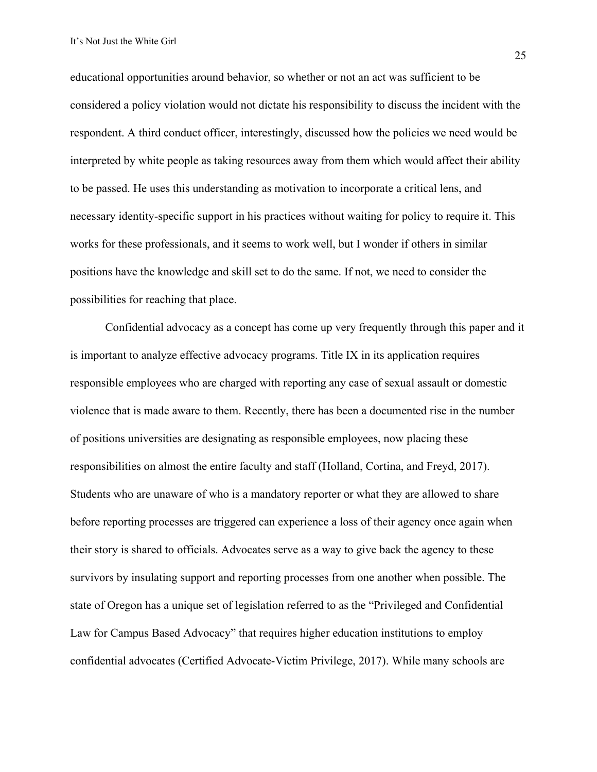educational opportunities around behavior, so whether or not an act was sufficient to be considered a policy violation would not dictate his responsibility to discuss the incident with the respondent. A third conduct officer, interestingly, discussed how the policies we need would be interpreted by white people as taking resources away from them which would affect their ability to be passed. He uses this understanding as motivation to incorporate a critical lens, and necessary identity-specific support in his practices without waiting for policy to require it. This works for these professionals, and it seems to work well, but I wonder if others in similar positions have the knowledge and skill set to do the same. If not, we need to consider the possibilities for reaching that place.

Confidential advocacy as a concept has come up very frequently through this paper and it is important to analyze effective advocacy programs. Title IX in its application requires responsible employees who are charged with reporting any case of sexual assault or domestic violence that is made aware to them. Recently, there has been a documented rise in the number of positions universities are designating as responsible employees, now placing these responsibilities on almost the entire faculty and staff (Holland, Cortina, and Freyd, 2017). Students who are unaware of who is a mandatory reporter or what they are allowed to share before reporting processes are triggered can experience a loss of their agency once again when their story is shared to officials. Advocates serve as a way to give back the agency to these survivors by insulating support and reporting processes from one another when possible. The state of Oregon has a unique set of legislation referred to as the "Privileged and Confidential Law for Campus Based Advocacy" that requires higher education institutions to employ confidential advocates (Certified Advocate-Victim Privilege, 2017). While many schools are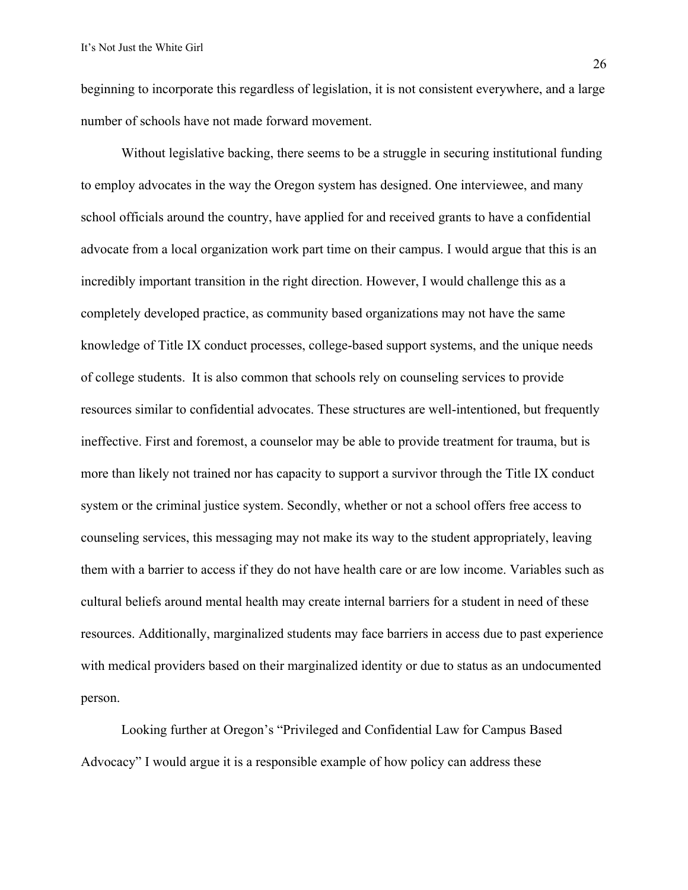beginning to incorporate this regardless of legislation, it is not consistent everywhere, and a large number of schools have not made forward movement.

Without legislative backing, there seems to be a struggle in securing institutional funding to employ advocates in the way the Oregon system has designed. One interviewee, and many school officials around the country, have applied for and received grants to have a confidential advocate from a local organization work part time on their campus. I would argue that this is an incredibly important transition in the right direction. However, I would challenge this as a completely developed practice, as community based organizations may not have the same knowledge of Title IX conduct processes, college-based support systems, and the unique needs of college students.  It is also common that schools rely on counseling services to provide resources similar to confidential advocates. These structures are well-intentioned, but frequently ineffective. First and foremost, a counselor may be able to provide treatment for trauma, but is more than likely not trained nor has capacity to support a survivor through the Title IX conduct system or the criminal justice system. Secondly, whether or not a school offers free access to counseling services, this messaging may not make its way to the student appropriately, leaving them with a barrier to access if they do not have health care or are low income. Variables such as cultural beliefs around mental health may create internal barriers for a student in need of these resources. Additionally, marginalized students may face barriers in access due to past experience with medical providers based on their marginalized identity or due to status as an undocumented person.

Looking further at Oregon's "Privileged and Confidential Law for Campus Based Advocacy" I would argue it is a responsible example of how policy can address these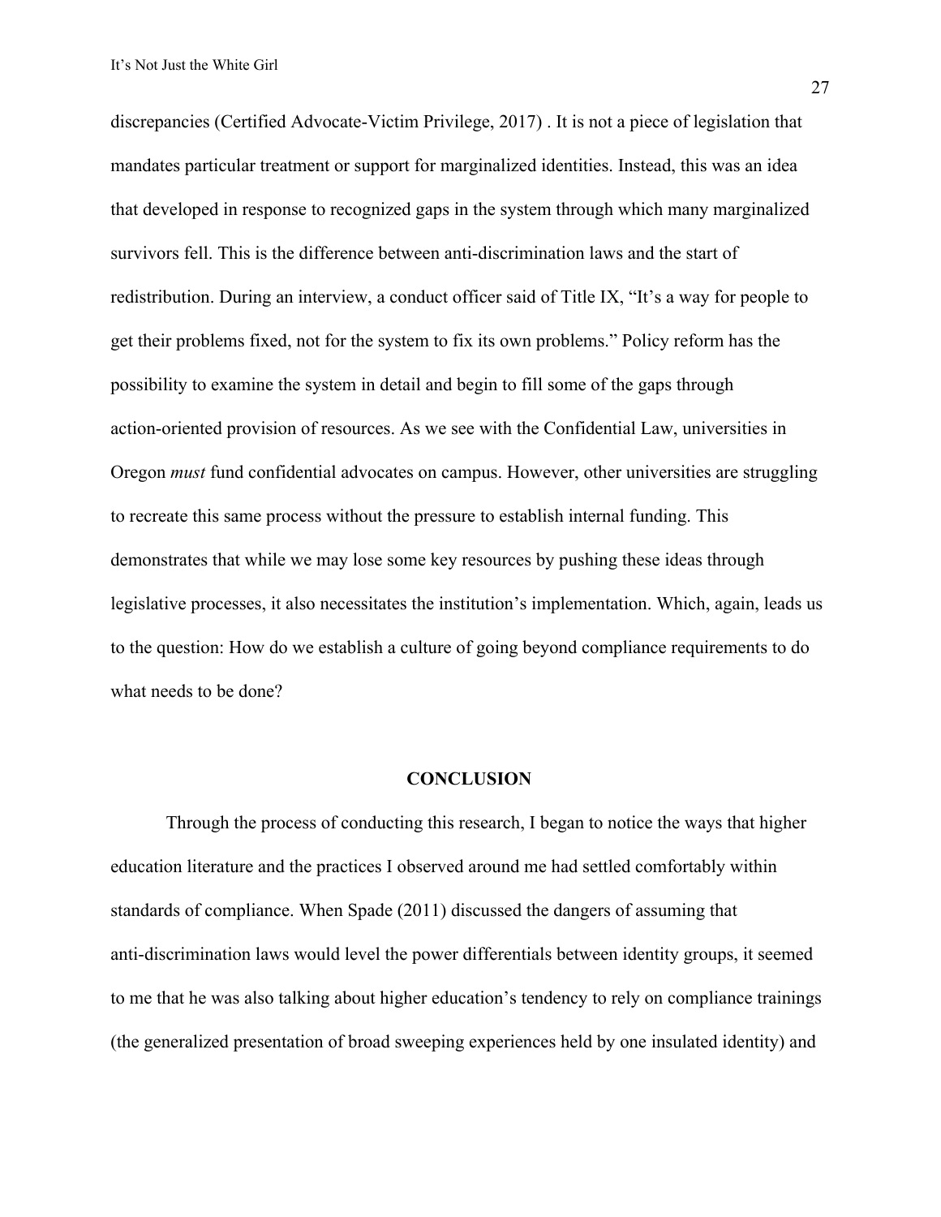discrepancies (Certified Advocate-Victim Privilege, 2017) . It is not a piece of legislation that mandates particular treatment or support for marginalized identities. Instead, this was an idea that developed in response to recognized gaps in the system through which many marginalized survivors fell. This is the difference between anti-discrimination laws and the start of redistribution. During an interview, a conduct officer said of Title IX, "It's a way for people to get their problems fixed, not for the system to fix its own problems." Policy reform has the possibility to examine the system in detail and begin to fill some of the gaps through action-oriented provision of resources. As we see with the Confidential Law, universities in Oregon *must* fund confidential advocates on campus. However, other universities are struggling to recreate this same process without the pressure to establish internal funding. This demonstrates that while we may lose some key resources by pushing these ideas through legislative processes, it also necessitates the institution's implementation. Which, again, leads us to the question: How do we establish a culture of going beyond compliance requirements to do what needs to be done?

## CONCLUSION

Through the process of conducting this research, I began to notice the ways that higher education literature and the practices I observed around me had settled comfortably within standards of compliance. When Spade (2011) discussed the dangers of assuming that anti-discrimination laws would level the power differentials between identity groups, it seemed to me that he was also talking about higher education's tendency to rely on compliance trainings (the generalized presentation of broad sweeping experiences held by one insulated identity) and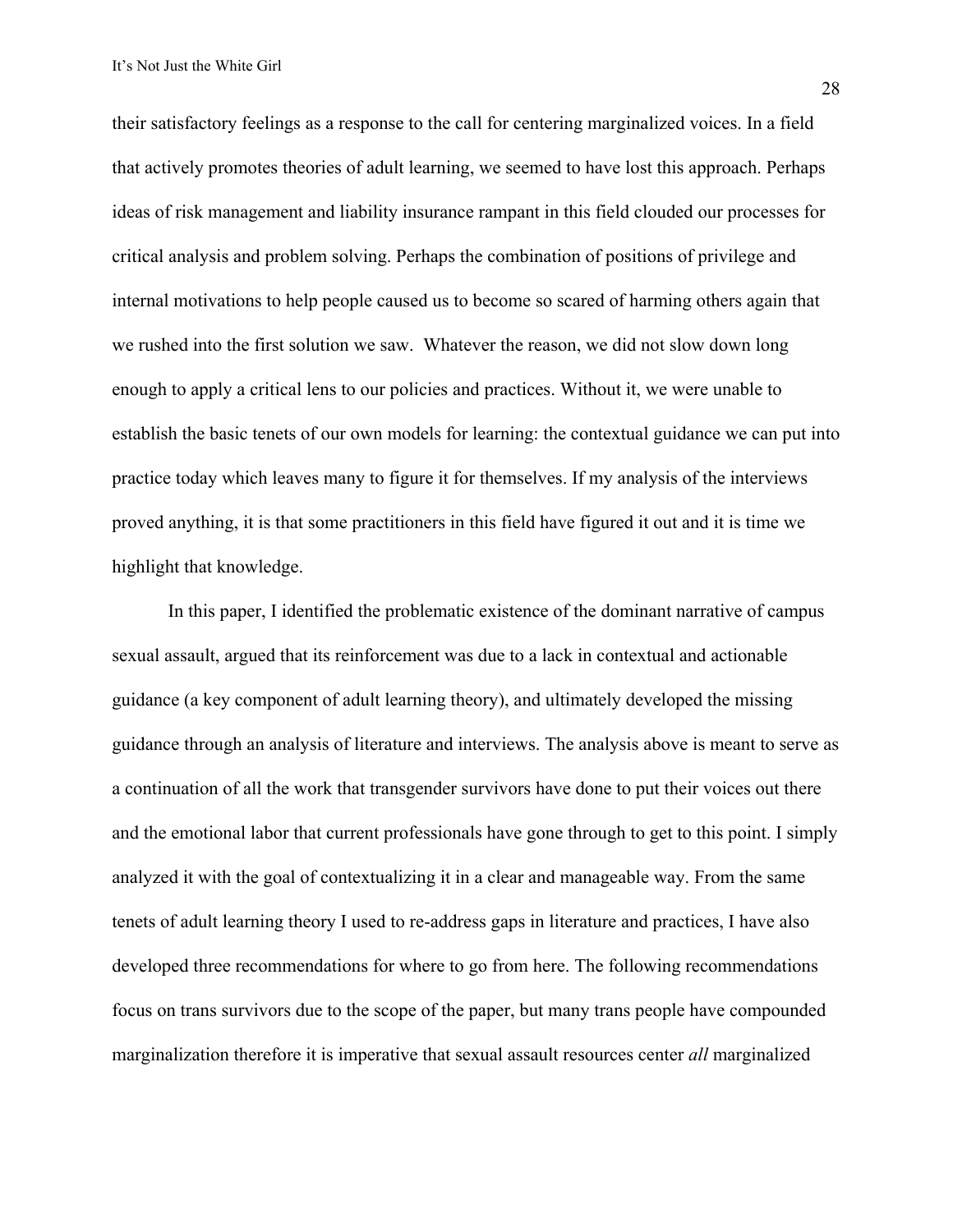their satisfactory feelings as a response to the call for centering marginalized voices. In a field that actively promotes theories of adult learning, we seemed to have lost this approach. Perhaps ideas of risk management and liability insurance rampant in this field clouded our processes for critical analysis and problem solving. Perhaps the combination of positions of privilege and internal motivations to help people caused us to become so scared of harming others again that we rushed into the first solution we saw. Whatever the reason, we did not slow down long enough to apply a critical lens to our policies and practices. Without it, we were unable to establish the basic tenets of our own models for learning: the contextual guidance we can put into practice today which leaves many to figure it for themselves. If my analysis of the interviews proved anything, it is that some practitioners in this field have figured it out and it is time we highlight that knowledge.

In this paper, I identified the problematic existence of the dominant narrative of campus sexual assault, argued that its reinforcement was due to a lack in contextual and actionable guidance (a key component of adult learning theory), and ultimately developed the missing guidance through an analysis of literature and interviews. The analysis above is meant to serve as a continuation of all the work that transgender survivors have done to put their voices out there and the emotional labor that current professionals have gone through to get to this point. I simply analyzed it with the goal of contextualizing it in a clear and manageable way. From the same tenets of adult learning theory I used to re-address gaps in literature and practices, I have also developed three recommendations for where to go from here. The following recommendations focus on trans survivors due to the scope of the paper, but many trans people have compounded marginalization therefore it is imperative that sexual assault resources center *all* marginalized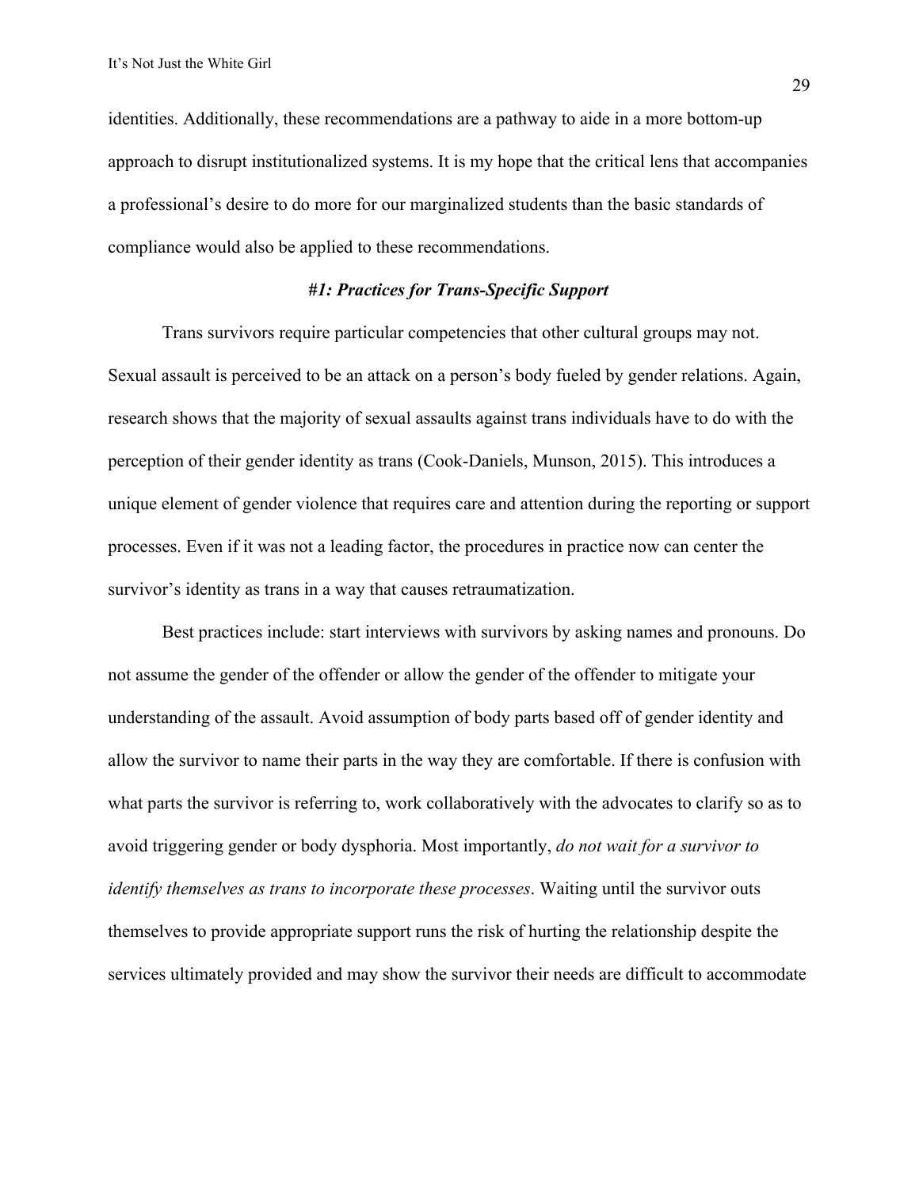identities. Additionally, these recommendations are a pathway to aide in a more bottom-up approach to disrupt institutionalized systems. It is my hope that the critical lens that accompanies a professional's desire to do more for our marginalized students than the basic standards of compliance would also be applied to these recommendations.

### *#1: Practices for Trans-Specific Support*

Trans survivors require particular competencies that other cultural groups may not. Sexual assault is perceived to be an attack on a person's body fueled by gender relations. Again, research shows that the majority of sexual assaults against trans individuals have to do with the perception of their gender identity as trans (Cook-Daniels, Munson, 2015). This introduces a unique element of gender violence that requires care and attention during the reporting or support processes. Even if it was not a leading factor, the procedures in practice now can center the survivor's identity as trans in a way that causes retraumatization.

Best practices include: start interviews with survivors by asking names and pronouns. Do not assume the gender of the offender or allow the gender of the offender to mitigate your understanding of the assault. Avoid assumption of body parts based off of gender identity and allow the survivor to name their parts in the way they are comfortable. If there is confusion with what parts the survivor is referring to, work collaboratively with the advocates to clarify so as to avoid triggering gender or body dysphoria. Most importantly, *do not wait for a survivor to identify themselves as trans to incorporate these processes*. Waiting until the survivor outs themselves to provide appropriate support runs the risk of hurting the relationship despite the services ultimately provided and may show the survivor their needs are difficult to accommodate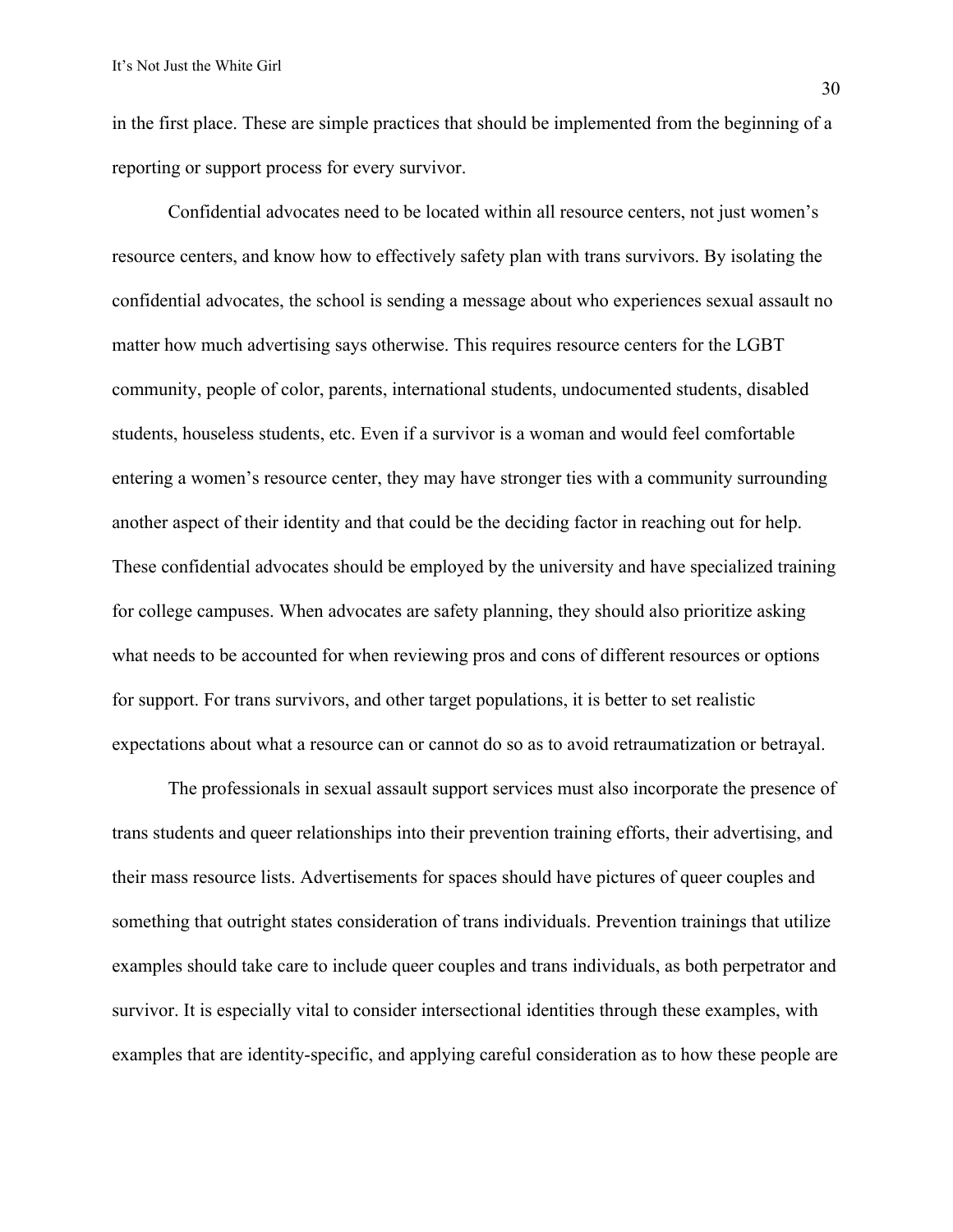in the first place. These are simple practices that should be implemented from the beginning of a reporting or support process for every survivor.

Confidential advocates need to be located within all resource centers, not just women's resource centers, and know how to effectively safety plan with trans survivors. By isolating the confidential advocates, the school is sending a message about who experiences sexual assault no matter how much advertising says otherwise. This requires resource centers for the LGBT community, people of color, parents, international students, undocumented students, disabled students, houseless students, etc. Even if a survivor is a woman and would feel comfortable entering a women's resource center, they may have stronger ties with a community surrounding another aspect of their identity and that could be the deciding factor in reaching out for help. These confidential advocates should be employed by the university and have specialized training for college campuses. When advocates are safety planning, they should also prioritize asking what needs to be accounted for when reviewing pros and cons of different resources or options for support. For trans survivors, and other target populations, it is better to set realistic expectations about what a resource can or cannot do so as to avoid retraumatization or betrayal.

The professionals in sexual assault support services must also incorporate the presence of trans students and queer relationships into their prevention training efforts, their advertising, and their mass resource lists. Advertisements for spaces should have pictures of queer couples and something that outright states consideration of trans individuals. Prevention trainings that utilize examples should take care to include queer couples and trans individuals, as both perpetrator and survivor. It is especially vital to consider intersectional identities through these examples, with examples that are identity-specific, and applying careful consideration as to how these people are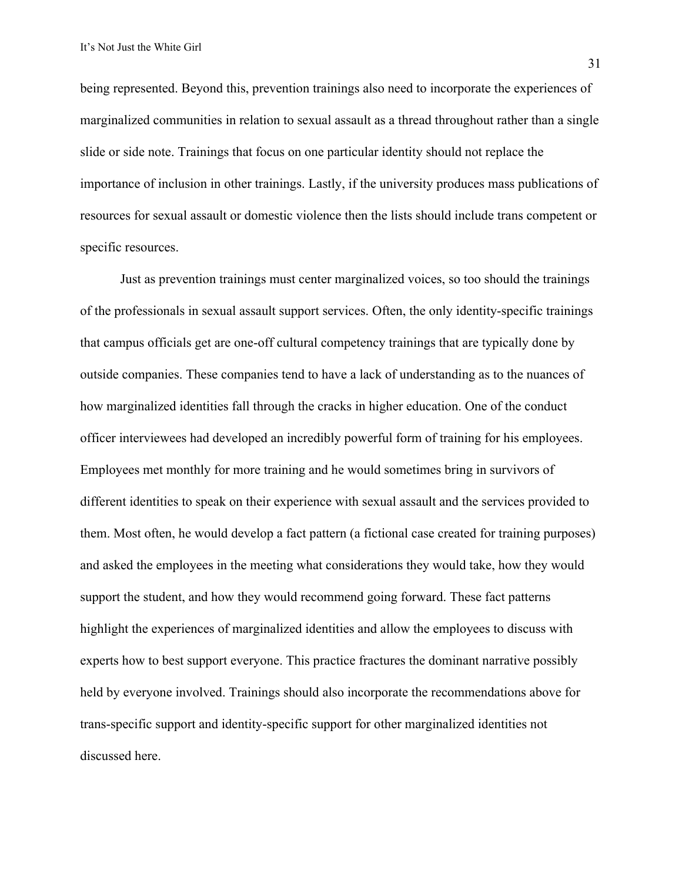being represented. Beyond this, prevention trainings also need to incorporate the experiences of marginalized communities in relation to sexual assault as a thread throughout rather than a single slide or side note. Trainings that focus on one particular identity should not replace the importance of inclusion in other trainings. Lastly, if the university produces mass publications of resources for sexual assault or domestic violence then the lists should include trans competent or specific resources.

Just as prevention trainings must center marginalized voices, so too should the trainings of the professionals in sexual assault support services. Often, the only identity-specific trainings that campus officials get are one-off cultural competency trainings that are typically done by outside companies. These companies tend to have a lack of understanding as to the nuances of how marginalized identities fall through the cracks in higher education. One of the conduct officer interviewees had developed an incredibly powerful form of training for his employees. Employees met monthly for more training and he would sometimes bring in survivors of different identities to speak on their experience with sexual assault and the services provided to them. Most often, he would develop a fact pattern (a fictional case created for training purposes) and asked the employees in the meeting what considerations they would take, how they would support the student, and how they would recommend going forward. These fact patterns highlight the experiences of marginalized identities and allow the employees to discuss with experts how to best support everyone. This practice fractures the dominant narrative possibly held by everyone involved. Trainings should also incorporate the recommendations above for trans-specific support and identity-specific support for other marginalized identities not discussed here.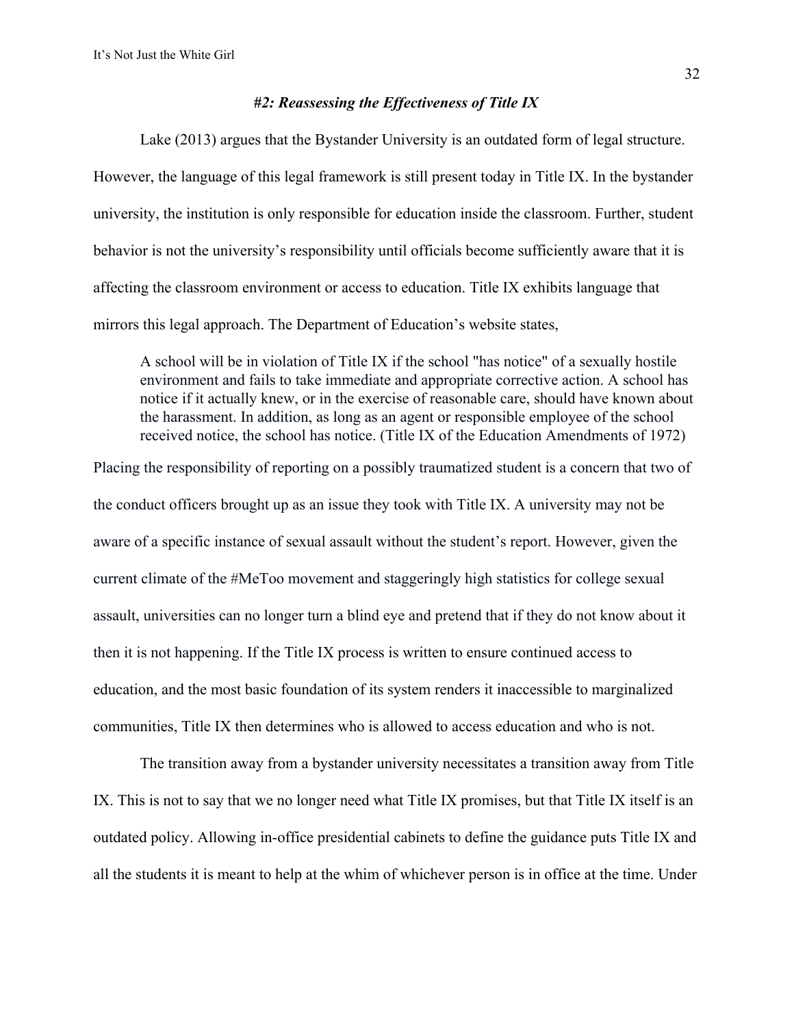### *#2: Reassessing the Effectiveness of Title IX*

Lake (2013) argues that the Bystander University is an outdated form of legal structure. However, the language of this legal framework is still present today in Title IX. In the bystander university, the institution is only responsible for education inside the classroom. Further, student behavior is not the university's responsibility until officials become sufficiently aware that it is affecting the classroom environment or access to education. Title IX exhibits language that mirrors this legal approach. The Department of Education's website states,

> A school will be in violation of Title IX if the school "has notice" of a sexually hostile environment and fails to take immediate and appropriate corrective action. A school has notice if it actually knew, or in the exercise of reasonable care, should have known about the harassment. In addition, as long as an agent or responsible employee of the school received notice, the school has notice. (Title IX of the Education Amendments of 1972)

Placing the responsibility of reporting on a possibly traumatized student is a concern that two of the conduct officers brought up as an issue they took with Title IX. A university may not be aware of a specific instance of sexual assault without the student's report. However, given the current climate of the #MeToo movement and staggeringly high statistics for college sexual assault, universities can no longer turn a blind eye and pretend that if they do not know about it then it is not happening. If the Title IX process is written to ensure continued access to education, and the most basic foundation of its system renders it inaccessible to marginalized communities, Title IX then determines who is allowed to access education and who is not.

The transition away from a bystander university necessitates a transition away from Title IX. This is not to say that we no longer need what Title IX promises, but that Title IX itself is an outdated policy. Allowing in-office presidential cabinets to define the guidance puts Title IX and all the students it is meant to help at the whim of whichever person is in office at the time. Under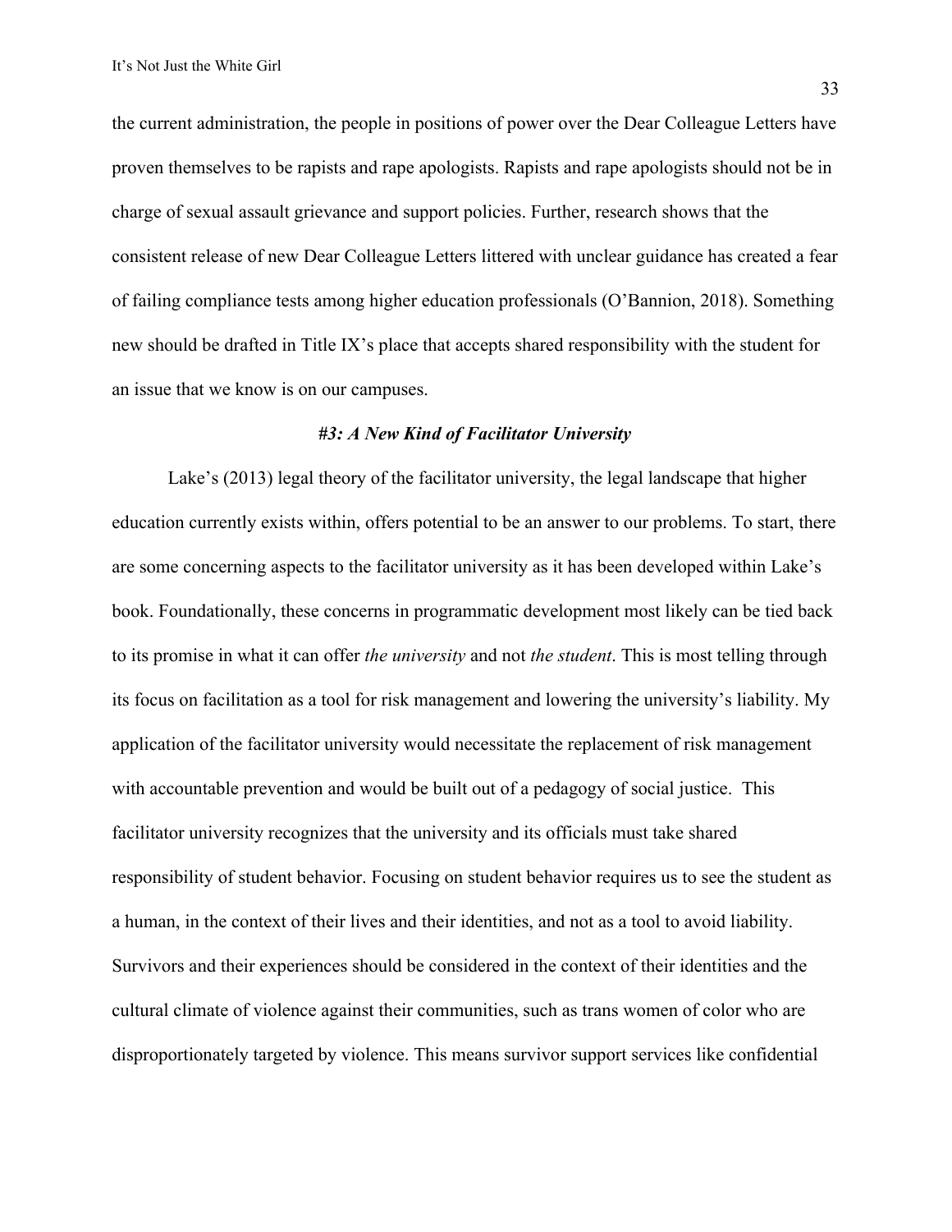the current administration, the people in positions of power over the Dear Colleague Letters have proven themselves to be rapists and rape apologists. Rapists and rape apologists should not be in charge of sexual assault grievance and support policies. Further, research shows that the consistent release of new Dear Colleague Letters littered with unclear guidance has created a fear of failing compliance tests among higher education professionals (O'Bannion, 2018). Something new should be drafted in Title IX's place that accepts shared responsibility with the student for an issue that we know is on our campuses.

### *#3: A New Kind of Facilitator University*

Lake's (2013) legal theory of the facilitator university, the legal landscape that higher education currently exists within, offers potential to be an answer to our problems. To start, there are some concerning aspects to the facilitator university as it has been developed within Lake's book. Foundationally, these concerns in programmatic development most likely can be tied back to its promise in what it can offer *the university* and not *the student*. This is most telling through its focus on facilitation as a tool for risk management and lowering the university's liability. My application of the facilitator university would necessitate the replacement of risk management with accountable prevention and would be built out of a pedagogy of social justice. This facilitator university recognizes that the university and its officials must take shared responsibility of student behavior. Focusing on student behavior requires us to see the student as a human, in the context of their lives and their identities, and not as a tool to avoid liability. Survivors and their experiences should be considered in the context of their identities and the cultural climate of violence against their communities, such as trans women of color who are disproportionately targeted by violence. This means survivor support services like confidential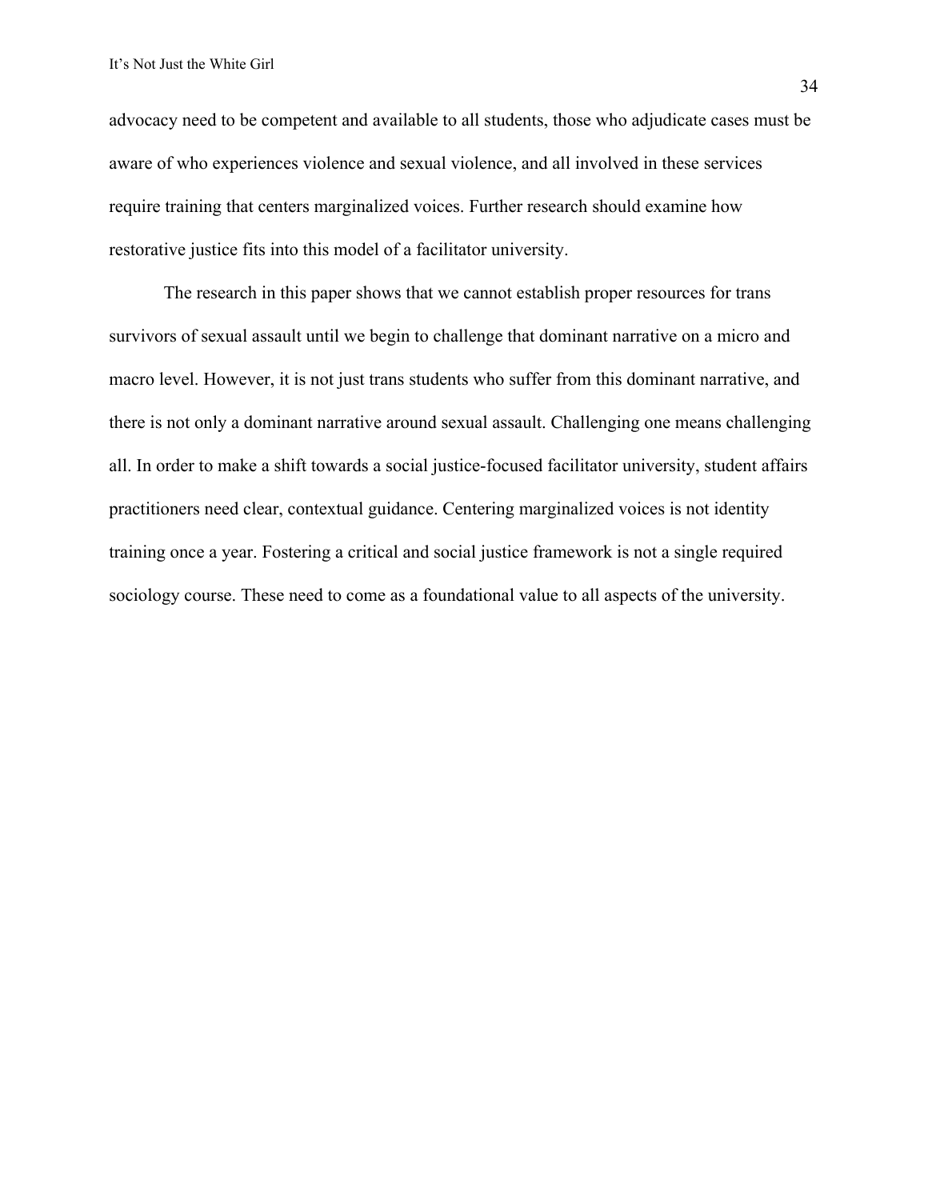advocacy need to be competent and available to all students, those who adjudicate cases must be aware of who experiences violence and sexual violence, and all involved in these services require training that centers marginalized voices. Further research should examine how restorative justice fits into this model of a facilitator university.

The research in this paper shows that we cannot establish proper resources for trans survivors of sexual assault until we begin to challenge that dominant narrative on a micro and macro level. However, it is not just trans students who suffer from this dominant narrative, and there is not only a dominant narrative around sexual assault. Challenging one means challenging all. In order to make a shift towards a social justice-focused facilitator university, student affairs practitioners need clear, contextual guidance. Centering marginalized voices is not identity training once a year. Fostering a critical and social justice framework is not a single required sociology course. These need to come as a foundational value to all aspects of the university.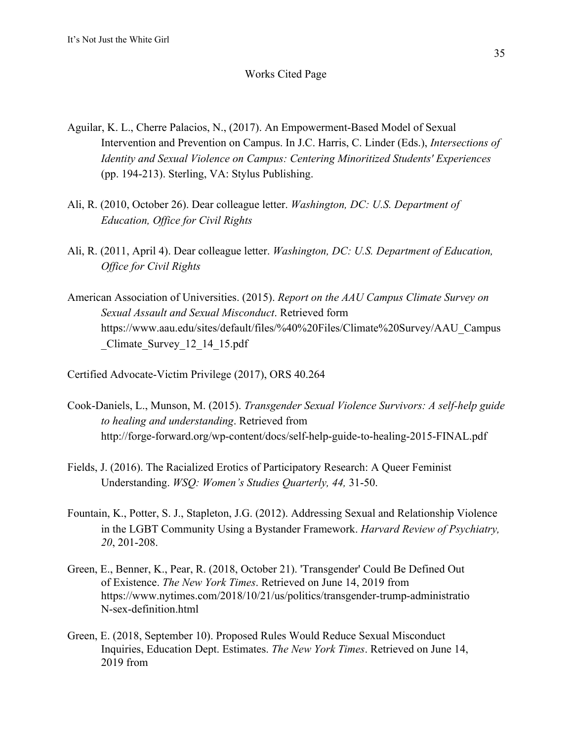# Works Cited Page

Aguilar, K. L., Cherre Palacios, N., (2017). An Empowerment-Based Model of Sexual Intervention and Prevention on Campus. In J.C. Harris, C. Linder (Eds.), *Intersections of Identity and Sexual Violence on Campus: Centering Minoritized Students' Experiences* (pp. 194-213). Sterling, VA: Stylus Publishing.

Ali, R. (2010, October 26). Dear colleague letter. *Washington, DC: U.S. Department of Education, Office for Civil Rights*

Ali, R. (2011, April 4). Dear colleague letter. *Washington, DC: U.S. Department of Education, Office for Civil Rights*

American Association of Universities. (2015). *Report on the AAU Campus Climate Survey on Sexual Assault and Sexual Misconduct*. Retrieved form https://www.aau.edu/sites/default/files/%40%20Files/Climate%20Survey/AAU_Campus_Climate_Survey_12_14_15.pdf

Certified Advocate-Victim Privilege (2017), ORS 40.264

Cook-Daniels, L., Munson, M. (2015). *Transgender Sexual Violence Survivors: A self-help guide to healing and understanding*. Retrieved from http://forge-forward.org/wp-content/docs/self-help-guide-to-healing-2015-FINAL.pdf

Fields, J. (2016). The Racialized Erotics of Participatory Research: A Queer Feminist Understanding. *WSQ: Women's Studies Quarterly, 44,* 31-50.

Fountain, K., Potter, S. J., Stapleton, J.G. (2012). Addressing Sexual and Relationship Violence in the LGBT Community Using a Bystander Framework. *Harvard Review of Psychiatry, 20*, 201-208.

Green, E., Benner, K., Pear, R. (2018, October 21). 'Transgender' Could Be Defined Out of Existence. *The New York Times*. Retrieved on June 14, 2019 from https://www.nytimes.com/2018/10/21/us/politics/transgender-trump-administratioN-sex-definition.html

Green, E. (2018, September 10). Proposed Rules Would Reduce Sexual Misconduct Inquiries, Education Dept. Estimates. *The New York Times*. Retrieved on June 14, 2019 from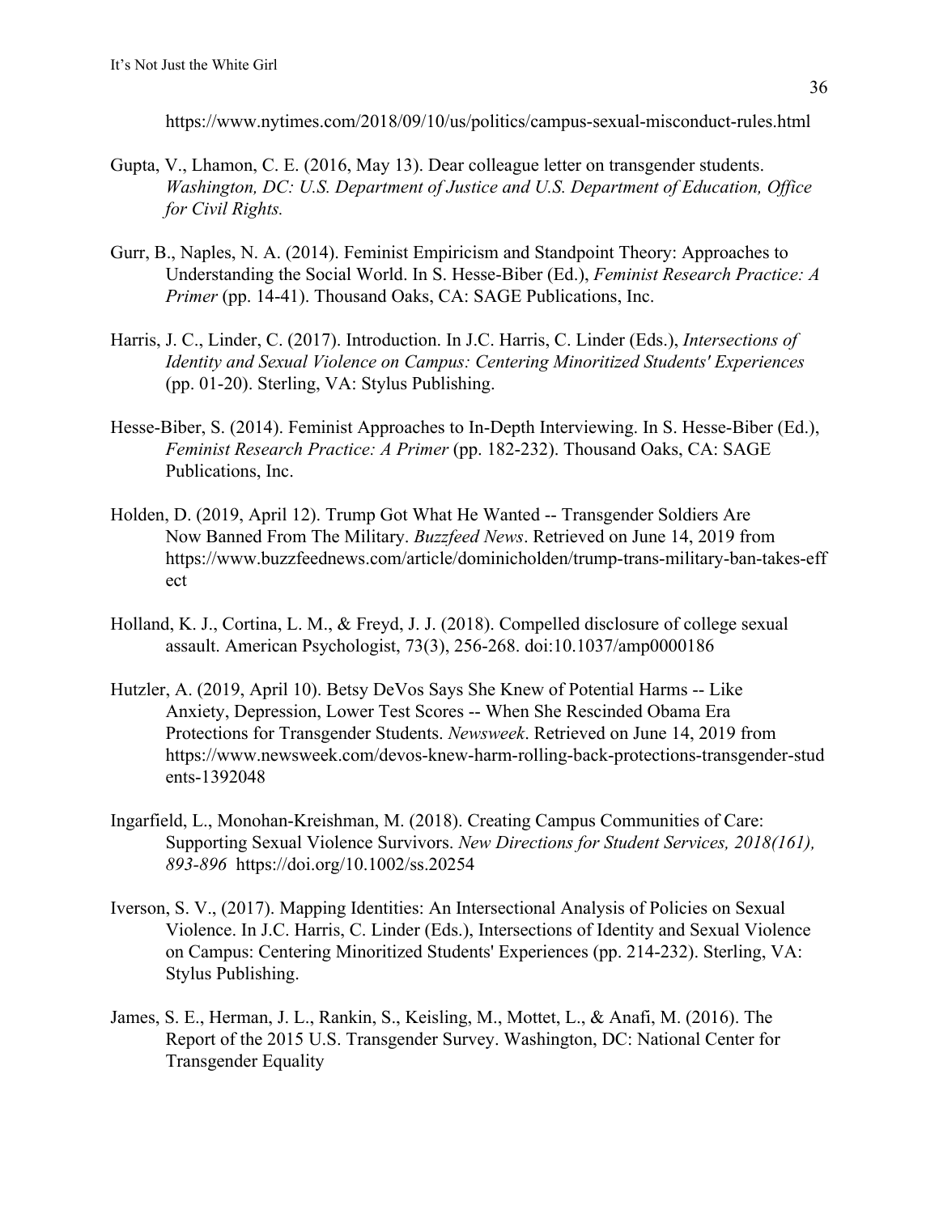https://www.nytimes.com/2018/09/10/us/politics/campus-sexual-misconduct-rules.html

Gupta, V., Lhamon, C. E. (2016, May 13). Dear colleague letter on transgender students. *Washington, DC: U.S. Department of Justice and U.S. Department of Education, Office for Civil Rights.*

Gurr, B., Naples, N. A. (2014). Feminist Empiricism and Standpoint Theory: Approaches to Understanding the Social World. In S. Hesse-Biber (Ed.), *Feminist Research Practice: A Primer* (pp. 14-41). Thousand Oaks, CA: SAGE Publications, Inc.

Harris, J. C., Linder, C. (2017). Introduction. In J.C. Harris, C. Linder (Eds.), *Intersections of Identity and Sexual Violence on Campus: Centering Minoritized Students' Experiences* (pp. 01-20). Sterling, VA: Stylus Publishing.

Hesse-Biber, S. (2014). Feminist Approaches to In-Depth Interviewing. In S. Hesse-Biber (Ed.), *Feminist Research Practice: A Primer* (pp. 182-232). Thousand Oaks, CA: SAGE Publications, Inc.

Holden, D. (2019, April 12). Trump Got What He Wanted -- Transgender Soldiers Are Now Banned From The Military. *Buzzfeed News*. Retrieved on June 14, 2019 from https://www.buzzfeednews.com/article/dominicholden/trump-trans-military-ban-takes-effect

Holland, K. J., Cortina, L. M., & Freyd, J. J. (2018). Compelled disclosure of college sexual assault. American Psychologist, 73(3), 256-268. doi:10.1037/amp0000186

Hutzler, A. (2019, April 10). Betsy DeVos Says She Knew of Potential Harms -- Like Anxiety, Depression, Lower Test Scores -- When She Rescinded Obama Era Protections for Transgender Students. *Newsweek*. Retrieved on June 14, 2019 from https://www.newsweek.com/devos-knew-harm-rolling-back-protections-transgender-students-1392048

Ingarfield, L., Monohan-Kreishman, M. (2018). Creating Campus Communities of Care: Supporting Sexual Violence Survivors. *New Directions for Student Services, 2018(161), 893-896* https://doi.org/10.1002/ss.20254

Iverson, S. V., (2017). Mapping Identities: An Intersectional Analysis of Policies on Sexual Violence. In J.C. Harris, C. Linder (Eds.), Intersections of Identity and Sexual Violence on Campus: Centering Minoritized Students' Experiences (pp. 214-232). Sterling, VA: Stylus Publishing.

James, S. E., Herman, J. L., Rankin, S., Keisling, M., Mottet, L., & Anafi, M. (2016). The Report of the 2015 U.S. Transgender Survey. Washington, DC: National Center for Transgender Equality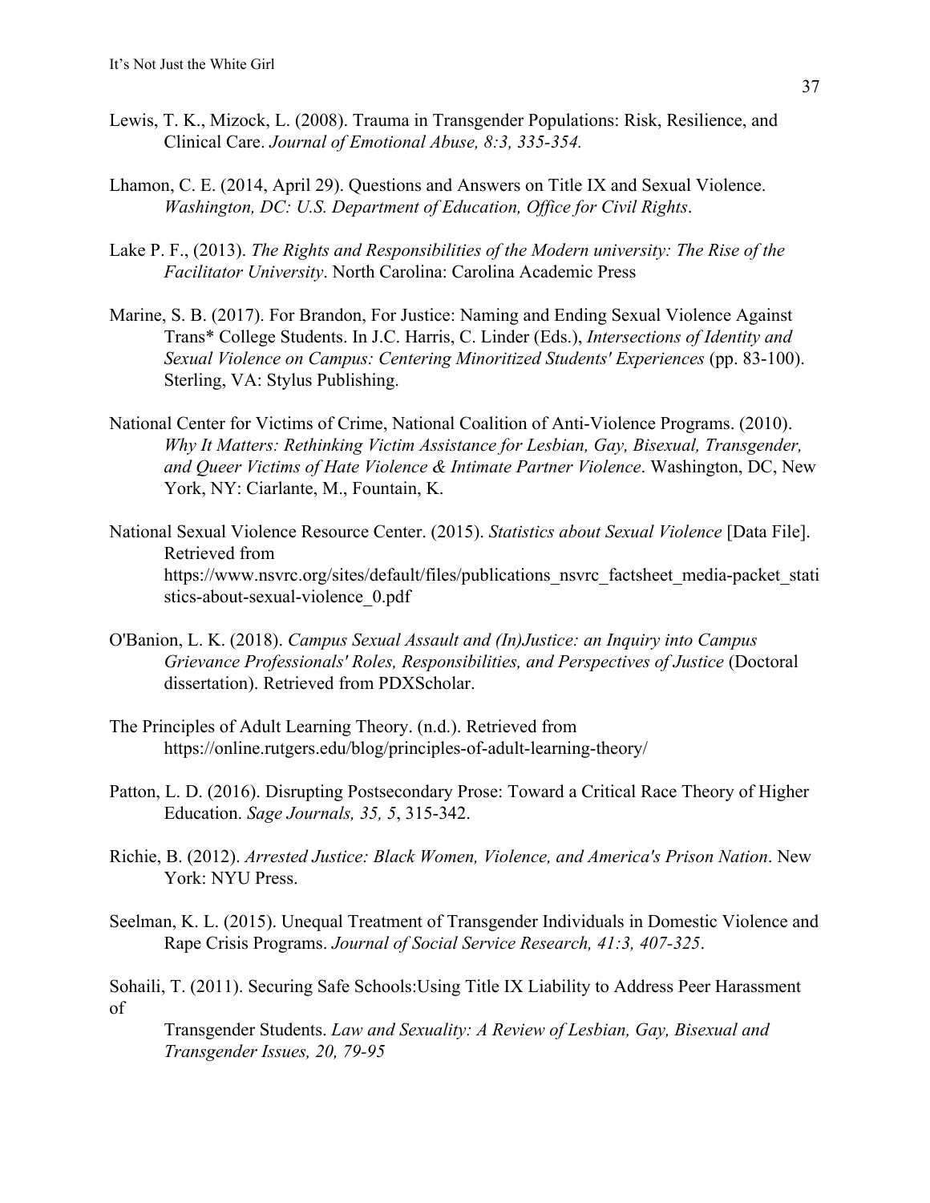Lewis, T. K., Mizock, L. (2008). Trauma in Transgender Populations: Risk, Resilience, and Clinical Care. *Journal of Emotional Abuse, 8:3, 335-354.*

Lhamon, C. E. (2014, April 29). Questions and Answers on Title IX and Sexual Violence. *Washington, DC: U.S. Department of Education, Office for Civil Rights*.

Lake P. F., (2013). *The Rights and Responsibilities of the Modern university: The Rise of the Facilitator University*. North Carolina: Carolina Academic Press

Marine, S. B. (2017). For Brandon, For Justice: Naming and Ending Sexual Violence Against Trans* College Students. In J.C. Harris, C. Linder (Eds.), *Intersections of Identity and Sexual Violence on Campus: Centering Minoritized Students' Experiences* (pp. 83-100). Sterling, VA: Stylus Publishing.

National Center for Victims of Crime, National Coalition of Anti-Violence Programs. (2010). *Why It Matters: Rethinking Victim Assistance for Lesbian, Gay, Bisexual, Transgender, and Queer Victims of Hate Violence & Intimate Partner Violence*. Washington, DC, New York, NY: Ciarlante, M., Fountain, K.

National Sexual Violence Resource Center. (2015). *Statistics about Sexual Violence* [Data File]. Retrieved from https://www.nsvrc.org/sites/default/files/publications_nsvrc_factsheet_media-packet_statistics-about-sexual-violence_0.pdf

O'Banion, L. K. (2018). *Campus Sexual Assault and (In)Justice: an Inquiry into Campus Grievance Professionals' Roles, Responsibilities, and Perspectives of Justice* (Doctoral dissertation). Retrieved from PDXScholar.

The Principles of Adult Learning Theory. (n.d.). Retrieved from https://online.rutgers.edu/blog/principles-of-adult-learning-theory/

Patton, L. D. (2016). Disrupting Postsecondary Prose: Toward a Critical Race Theory of Higher Education. *Sage Journals, 35, 5*, 315-342.

Richie, B. (2012). *Arrested Justice: Black Women, Violence, and America's Prison Nation*. New York: NYU Press.

Seelman, K. L. (2015). Unequal Treatment of Transgender Individuals in Domestic Violence and Rape Crisis Programs. *Journal of Social Service Research, 41:3, 407-325*.

Sohaili, T. (2011). Securing Safe Schools:Using Title IX Liability to Address Peer Harassment of
Transgender Students. *Law and Sexuality: A Review of Lesbian, Gay, Bisexual and Transgender Issues, 20, 79-95*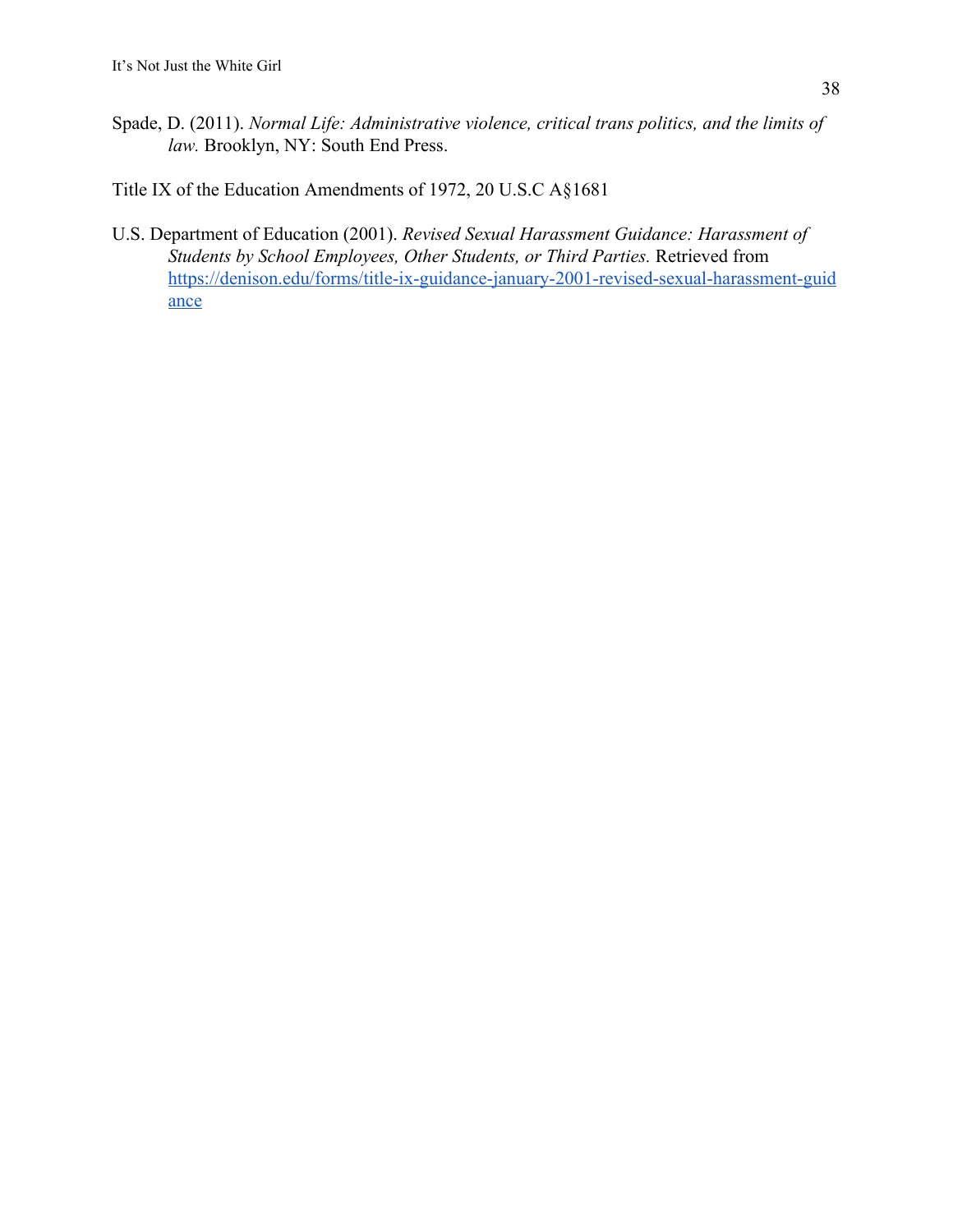Spade, D. (2011). *Normal Life: Administrative violence, critical trans politics, and the limits of law.* Brooklyn, NY: South End Press.

Title IX of the Education Amendments of 1972, 20 U.S.C A§1681

U.S. Department of Education (2001). *Revised Sexual Harassment Guidance: Harassment of Students by School Employees, Other Students, or Third Parties.* Retrieved from https://denison.edu/forms/title-ix-guidance-january-2001-revised-sexual-harassment-guidance